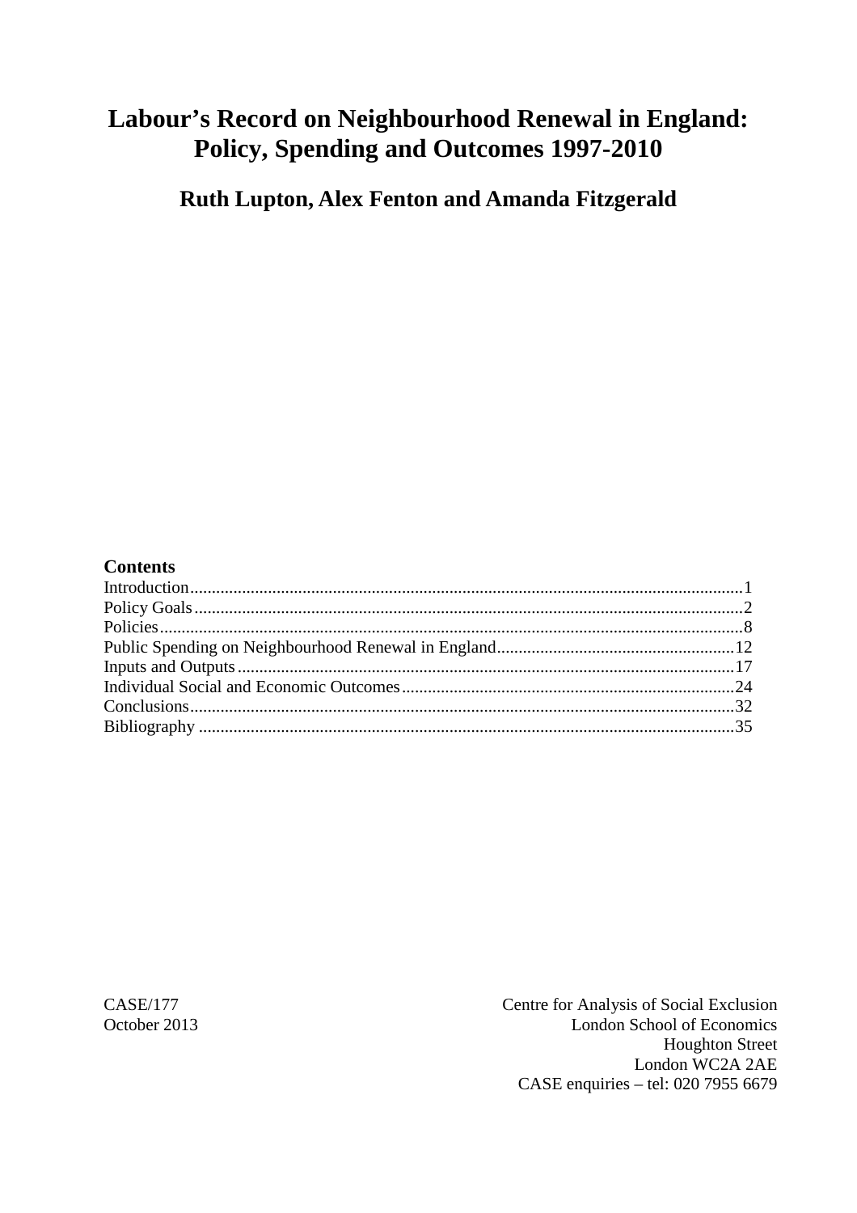# Labour's Record on Neighbourhood Renewal in England: Policy, Spending and Outcomes 1997-2010

## Ruth Lupton, Alex Fenton and Amanda Fitzgerald

**Contents**

Introduction.............................................................................................................1
Policy Goals.............................................................................................................2
Policies.....................................................................................................................8
Public Spending on Neighbourhood Renewal in England......................................12
Inputs and Outputs.................................................................................................17
Individual Social and Economic Outcomes...........................................................24
Conclusions............................................................................................................32
Bibliography..........................................................................................................35

CASE/177
October 2013

Centre for Analysis of Social Exclusion
London School of Economics
Houghton Street
London WC2A 2AE
CASE enquiries – tel: 020 7955 6679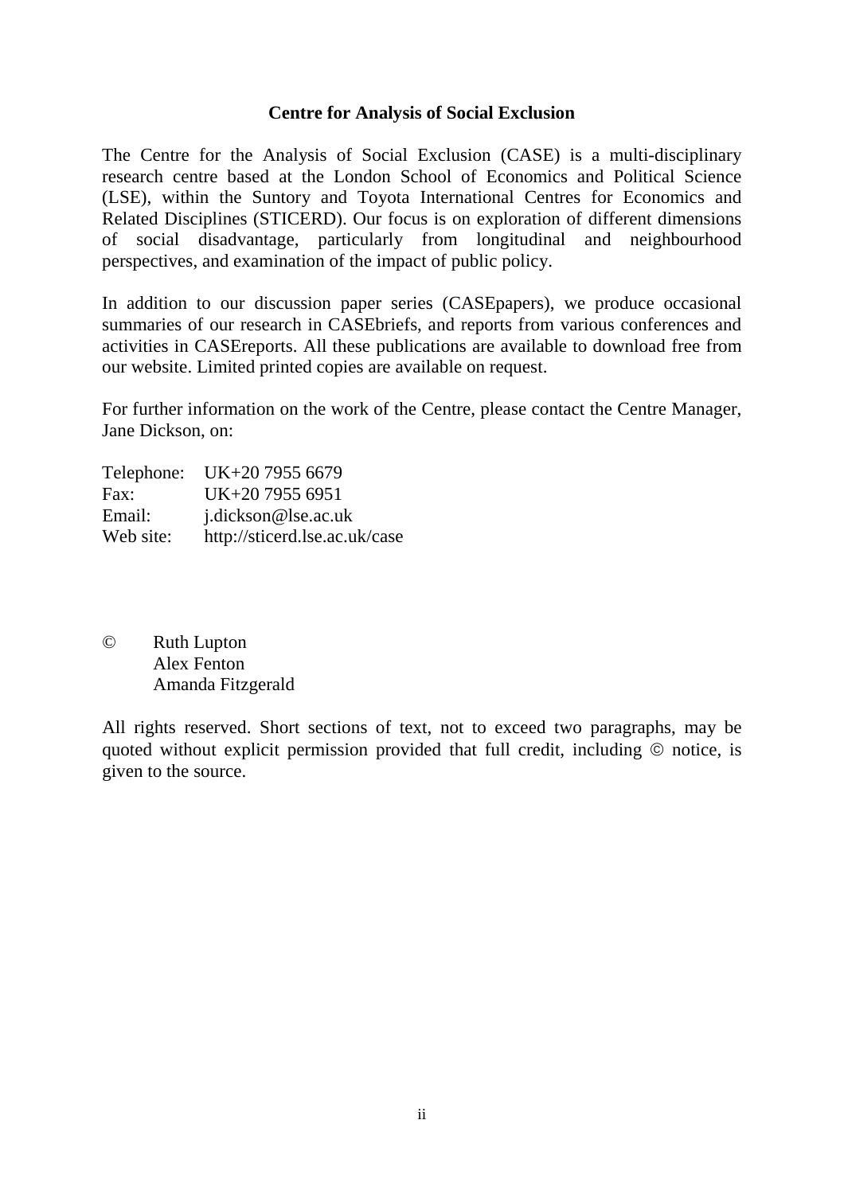**Centre for Analysis of Social Exclusion**

The Centre for the Analysis of Social Exclusion (CASE) is a multi-disciplinary research centre based at the London School of Economics and Political Science (LSE), within the Suntory and Toyota International Centres for Economics and Related Disciplines (STICERD). Our focus is on exploration of different dimensions of social disadvantage, particularly from longitudinal and neighbourhood perspectives, and examination of the impact of public policy.

In addition to our discussion paper series (CASEpapers), we produce occasional summaries of our research in CASEbriefs, and reports from various conferences and activities in CASEreports. All these publications are available to download free from our website. Limited printed copies are available on request.

For further information on the work of the Centre, please contact the Centre Manager, Jane Dickson, on:

Telephone: UK+20 7955 6679
Fax: UK+20 7955 6951
Email: j.dickson@lse.ac.uk
Web site: http://sticerd.lse.ac.uk/case

© Ruth Lupton
Alex Fenton
Amanda Fitzgerald

All rights reserved. Short sections of text, not to exceed two paragraphs, may be quoted without explicit permission provided that full credit, including © notice, is given to the source.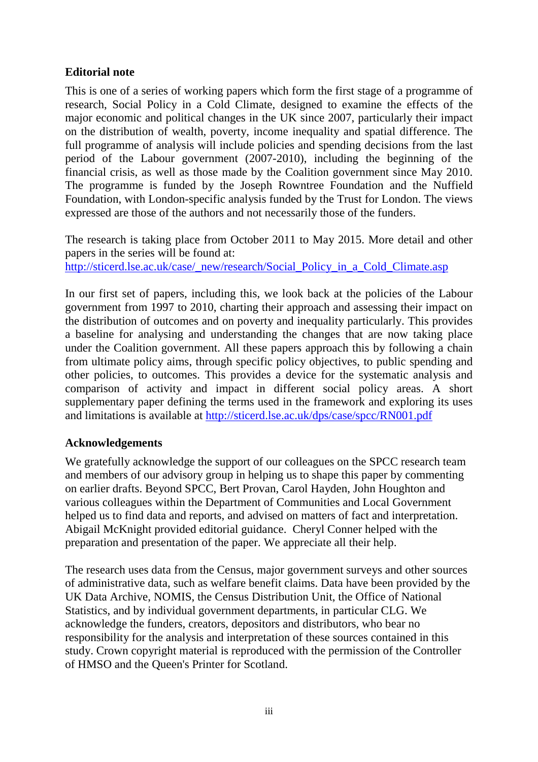**Editorial note**

This is one of a series of working papers which form the first stage of a programme of research, Social Policy in a Cold Climate, designed to examine the effects of the major economic and political changes in the UK since 2007, particularly their impact on the distribution of wealth, poverty, income inequality and spatial difference. The full programme of analysis will include policies and spending decisions from the last period of the Labour government (2007-2010), including the beginning of the financial crisis, as well as those made by the Coalition government since May 2010. The programme is funded by the Joseph Rowntree Foundation and the Nuffield Foundation, with London-specific analysis funded by the Trust for London. The views expressed are those of the authors and not necessarily those of the funders.

The research is taking place from October 2011 to May 2015. More detail and other papers in the series will be found at:
http://sticerd.lse.ac.uk/case/_new/research/Social_Policy_in_a_Cold_Climate.asp

In our first set of papers, including this, we look back at the policies of the Labour government from 1997 to 2010, charting their approach and assessing their impact on the distribution of outcomes and on poverty and inequality particularly. This provides a baseline for analysing and understanding the changes that are now taking place under the Coalition government. All these papers approach this by following a chain from ultimate policy aims, through specific policy objectives, to public spending and other policies, to outcomes. This provides a device for the systematic analysis and comparison of activity and impact in different social policy areas. A short supplementary paper defining the terms used in the framework and exploring its uses and limitations is available at http://sticerd.lse.ac.uk/dps/case/spcc/RN001.pdf

**Acknowledgements**

We gratefully acknowledge the support of our colleagues on the SPCC research team and members of our advisory group in helping us to shape this paper by commenting on earlier drafts. Beyond SPCC, Bert Provan, Carol Hayden, John Houghton and various colleagues within the Department of Communities and Local Government helped us to find data and reports, and advised on matters of fact and interpretation. Abigail McKnight provided editorial guidance. Cheryl Conner helped with the preparation and presentation of the paper. We appreciate all their help.

The research uses data from the Census, major government surveys and other sources of administrative data, such as welfare benefit claims. Data have been provided by the UK Data Archive, NOMIS, the Census Distribution Unit, the Office of National Statistics, and by individual government departments, in particular CLG. We acknowledge the funders, creators, depositors and distributors, who bear no responsibility for the analysis and interpretation of these sources contained in this study. Crown copyright material is reproduced with the permission of the Controller of HMSO and the Queen's Printer for Scotland.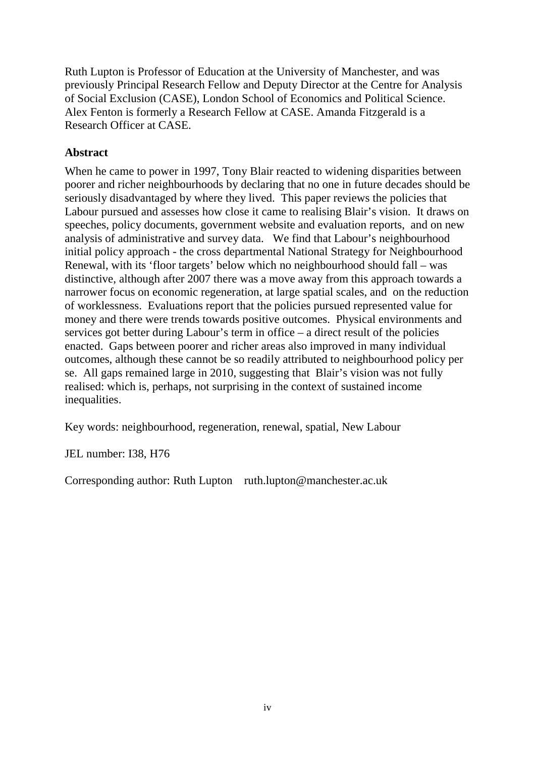Ruth Lupton is Professor of Education at the University of Manchester, and was previously Principal Research Fellow and Deputy Director at the Centre for Analysis of Social Exclusion (CASE), London School of Economics and Political Science. Alex Fenton is formerly a Research Fellow at CASE. Amanda Fitzgerald is a Research Officer at CASE.

## Abstract

When he came to power in 1997, Tony Blair reacted to widening disparities between poorer and richer neighbourhoods by declaring that no one in future decades should be seriously disadvantaged by where they lived. This paper reviews the policies that Labour pursued and assesses how close it came to realising Blair's vision. It draws on speeches, policy documents, government website and evaluation reports, and on new analysis of administrative and survey data. We find that Labour's neighbourhood initial policy approach - the cross departmental National Strategy for Neighbourhood Renewal, with its 'floor targets' below which no neighbourhood should fall – was distinctive, although after 2007 there was a move away from this approach towards a narrower focus on economic regeneration, at large spatial scales, and on the reduction of worklessness. Evaluations report that the policies pursued represented value for money and there were trends towards positive outcomes. Physical environments and services got better during Labour's term in office – a direct result of the policies enacted. Gaps between poorer and richer areas also improved in many individual outcomes, although these cannot be so readily attributed to neighbourhood policy per se. All gaps remained large in 2010, suggesting that Blair's vision was not fully realised: which is, perhaps, not surprising in the context of sustained income inequalities.

Key words: neighbourhood, regeneration, renewal, spatial, New Labour

JEL number: I38, H76

Corresponding author: Ruth Lupton ruth.lupton@manchester.ac.uk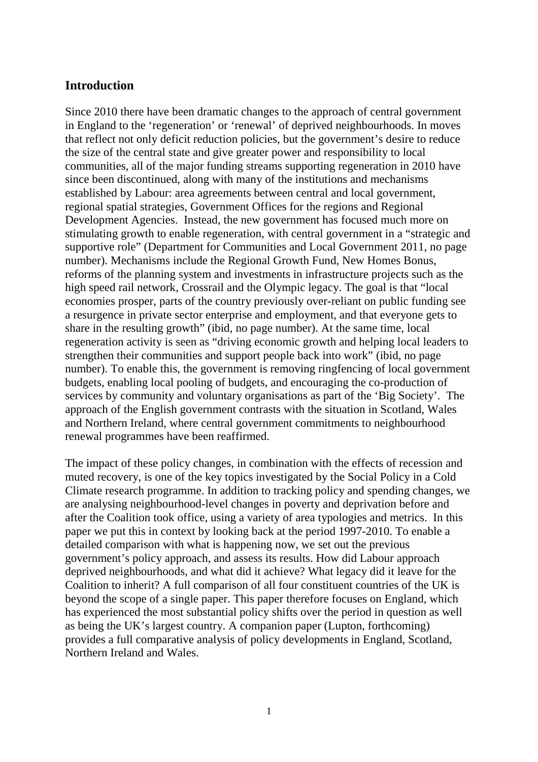## Introduction

Since 2010 there have been dramatic changes to the approach of central government in England to the 'regeneration' or 'renewal' of deprived neighbourhoods. In moves that reflect not only deficit reduction policies, but the government's desire to reduce the size of the central state and give greater power and responsibility to local communities, all of the major funding streams supporting regeneration in 2010 have since been discontinued, along with many of the institutions and mechanisms established by Labour: area agreements between central and local government, regional spatial strategies, Government Offices for the regions and Regional Development Agencies. Instead, the new government has focused much more on stimulating growth to enable regeneration, with central government in a "strategic and supportive role" (Department for Communities and Local Government 2011, no page number). Mechanisms include the Regional Growth Fund, New Homes Bonus, reforms of the planning system and investments in infrastructure projects such as the high speed rail network, Crossrail and the Olympic legacy. The goal is that "local economies prosper, parts of the country previously over-reliant on public funding see a resurgence in private sector enterprise and employment, and that everyone gets to share in the resulting growth" (ibid, no page number). At the same time, local regeneration activity is seen as "driving economic growth and helping local leaders to strengthen their communities and support people back into work" (ibid, no page number). To enable this, the government is removing ringfencing of local government budgets, enabling local pooling of budgets, and encouraging the co-production of services by community and voluntary organisations as part of the 'Big Society'. The approach of the English government contrasts with the situation in Scotland, Wales and Northern Ireland, where central government commitments to neighbourhood renewal programmes have been reaffirmed.

The impact of these policy changes, in combination with the effects of recession and muted recovery, is one of the key topics investigated by the Social Policy in a Cold Climate research programme. In addition to tracking policy and spending changes, we are analysing neighbourhood-level changes in poverty and deprivation before and after the Coalition took office, using a variety of area typologies and metrics. In this paper we put this in context by looking back at the period 1997-2010. To enable a detailed comparison with what is happening now, we set out the previous government's policy approach, and assess its results. How did Labour approach deprived neighbourhoods, and what did it achieve? What legacy did it leave for the Coalition to inherit? A full comparison of all four constituent countries of the UK is beyond the scope of a single paper. This paper therefore focuses on England, which has experienced the most substantial policy shifts over the period in question as well as being the UK's largest country. A companion paper (Lupton, forthcoming) provides a full comparative analysis of policy developments in England, Scotland, Northern Ireland and Wales.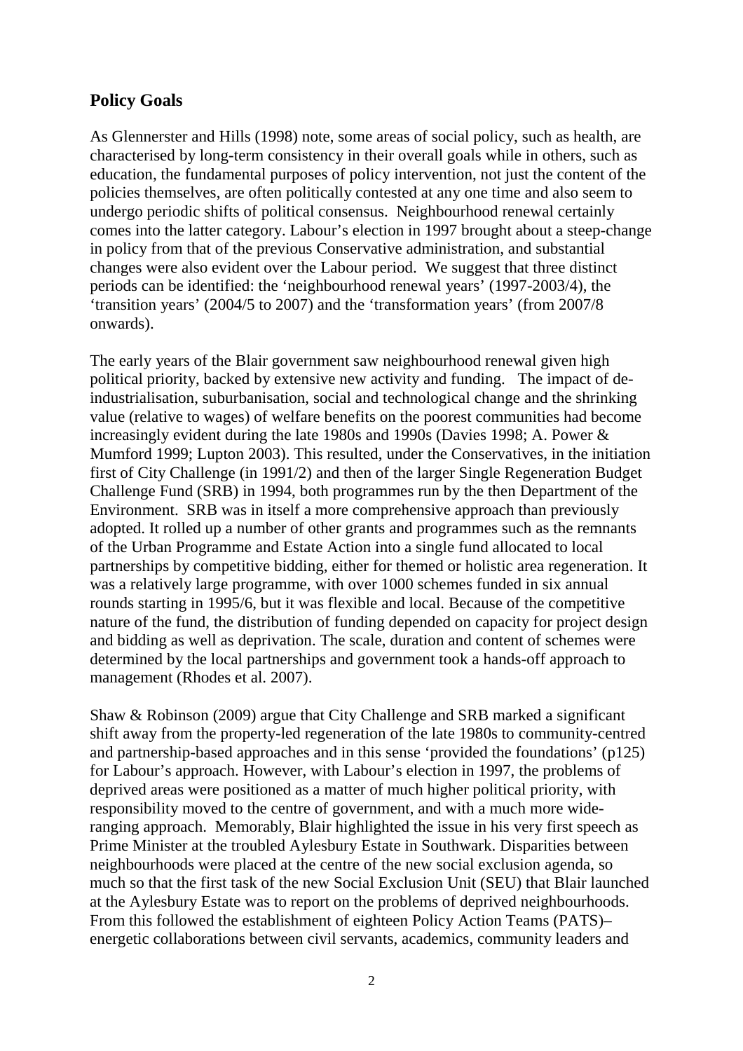## Policy Goals

As Glennerster and Hills (1998) note, some areas of social policy, such as health, are characterised by long-term consistency in their overall goals while in others, such as education, the fundamental purposes of policy intervention, not just the content of the policies themselves, are often politically contested at any one time and also seem to undergo periodic shifts of political consensus. Neighbourhood renewal certainly comes into the latter category. Labour's election in 1997 brought about a steep-change in policy from that of the previous Conservative administration, and substantial changes were also evident over the Labour period. We suggest that three distinct periods can be identified: the 'neighbourhood renewal years' (1997-2003/4), the 'transition years' (2004/5 to 2007) and the 'transformation years' (from 2007/8 onwards).

The early years of the Blair government saw neighbourhood renewal given high political priority, backed by extensive new activity and funding. The impact of de-industrialisation, suburbanisation, social and technological change and the shrinking value (relative to wages) of welfare benefits on the poorest communities had become increasingly evident during the late 1980s and 1990s (Davies 1998; A. Power & Mumford 1999; Lupton 2003). This resulted, under the Conservatives, in the initiation first of City Challenge (in 1991/2) and then of the larger Single Regeneration Budget Challenge Fund (SRB) in 1994, both programmes run by the then Department of the Environment. SRB was in itself a more comprehensive approach than previously adopted. It rolled up a number of other grants and programmes such as the remnants of the Urban Programme and Estate Action into a single fund allocated to local partnerships by competitive bidding, either for themed or holistic area regeneration. It was a relatively large programme, with over 1000 schemes funded in six annual rounds starting in 1995/6, but it was flexible and local. Because of the competitive nature of the fund, the distribution of funding depended on capacity for project design and bidding as well as deprivation. The scale, duration and content of schemes were determined by the local partnerships and government took a hands-off approach to management (Rhodes et al. 2007).

Shaw & Robinson (2009) argue that City Challenge and SRB marked a significant shift away from the property-led regeneration of the late 1980s to community-centred and partnership-based approaches and in this sense 'provided the foundations' (p125) for Labour's approach. However, with Labour's election in 1997, the problems of deprived areas were positioned as a matter of much higher political priority, with responsibility moved to the centre of government, and with a much more wide-ranging approach. Memorably, Blair highlighted the issue in his very first speech as Prime Minister at the troubled Aylesbury Estate in Southwark. Disparities between neighbourhoods were placed at the centre of the new social exclusion agenda, so much so that the first task of the new Social Exclusion Unit (SEU) that Blair launched at the Aylesbury Estate was to report on the problems of deprived neighbourhoods. From this followed the establishment of eighteen Policy Action Teams (PATS)– energetic collaborations between civil servants, academics, community leaders and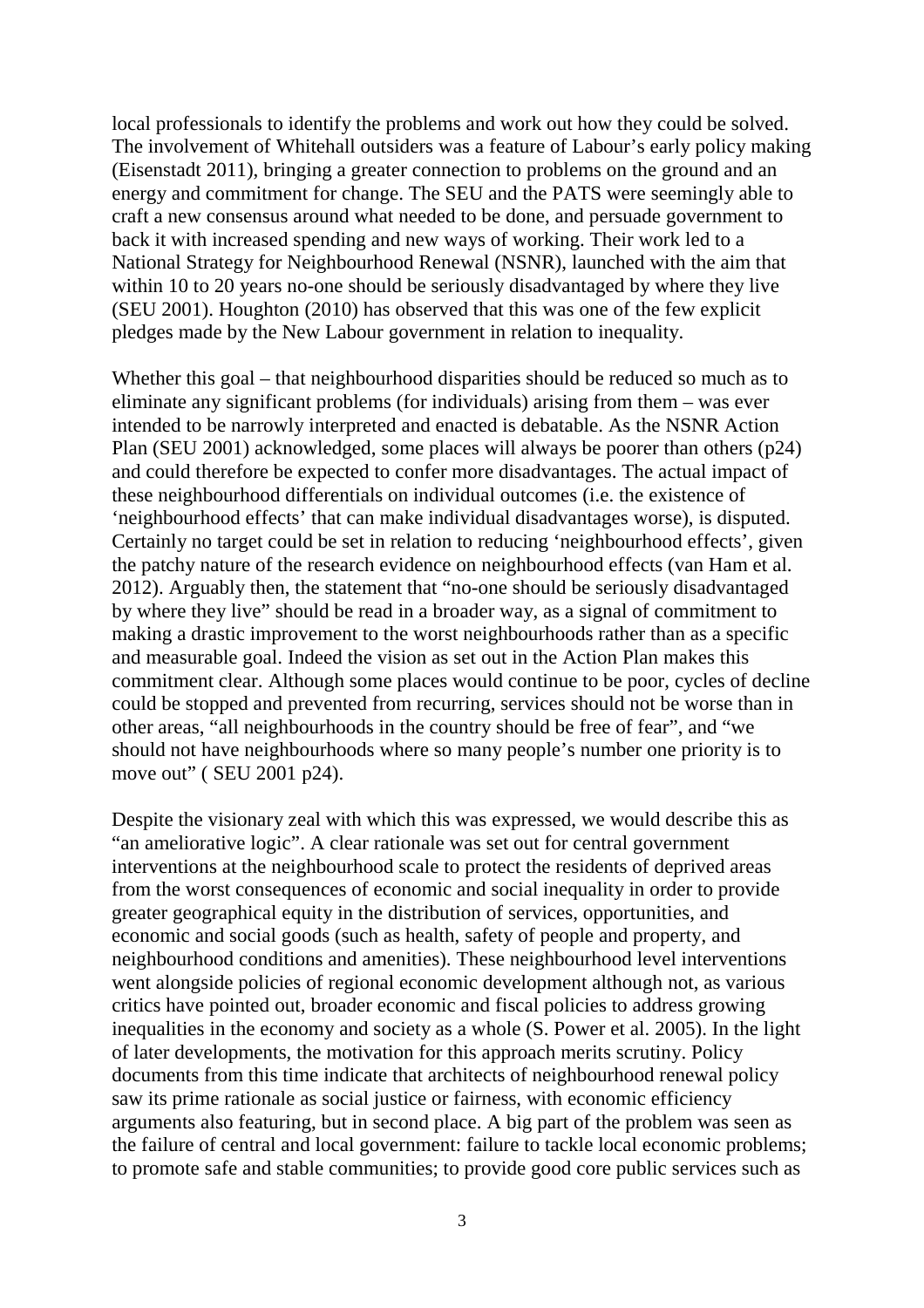local professionals to identify the problems and work out how they could be solved. The involvement of Whitehall outsiders was a feature of Labour's early policy making (Eisenstadt 2011), bringing a greater connection to problems on the ground and an energy and commitment for change. The SEU and the PATS were seemingly able to craft a new consensus around what needed to be done, and persuade government to back it with increased spending and new ways of working. Their work led to a National Strategy for Neighbourhood Renewal (NSNR), launched with the aim that within 10 to 20 years no-one should be seriously disadvantaged by where they live (SEU 2001). Houghton (2010) has observed that this was one of the few explicit pledges made by the New Labour government in relation to inequality.

Whether this goal – that neighbourhood disparities should be reduced so much as to eliminate any significant problems (for individuals) arising from them – was ever intended to be narrowly interpreted and enacted is debatable. As the NSNR Action Plan (SEU 2001) acknowledged, some places will always be poorer than others (p24) and could therefore be expected to confer more disadvantages. The actual impact of these neighbourhood differentials on individual outcomes (i.e. the existence of 'neighbourhood effects' that can make individual disadvantages worse), is disputed. Certainly no target could be set in relation to reducing 'neighbourhood effects', given the patchy nature of the research evidence on neighbourhood effects (van Ham et al. 2012). Arguably then, the statement that "no-one should be seriously disadvantaged by where they live" should be read in a broader way, as a signal of commitment to making a drastic improvement to the worst neighbourhoods rather than as a specific and measurable goal. Indeed the vision as set out in the Action Plan makes this commitment clear. Although some places would continue to be poor, cycles of decline could be stopped and prevented from recurring, services should not be worse than in other areas, "all neighbourhoods in the country should be free of fear", and "we should not have neighbourhoods where so many people's number one priority is to move out" ( SEU 2001 p24).

Despite the visionary zeal with which this was expressed, we would describe this as "an ameliorative logic". A clear rationale was set out for central government interventions at the neighbourhood scale to protect the residents of deprived areas from the worst consequences of economic and social inequality in order to provide greater geographical equity in the distribution of services, opportunities, and economic and social goods (such as health, safety of people and property, and neighbourhood conditions and amenities). These neighbourhood level interventions went alongside policies of regional economic development although not, as various critics have pointed out, broader economic and fiscal policies to address growing inequalities in the economy and society as a whole (S. Power et al. 2005). In the light of later developments, the motivation for this approach merits scrutiny. Policy documents from this time indicate that architects of neighbourhood renewal policy saw its prime rationale as social justice or fairness, with economic efficiency arguments also featuring, but in second place. A big part of the problem was seen as the failure of central and local government: failure to tackle local economic problems; to promote safe and stable communities; to provide good core public services such as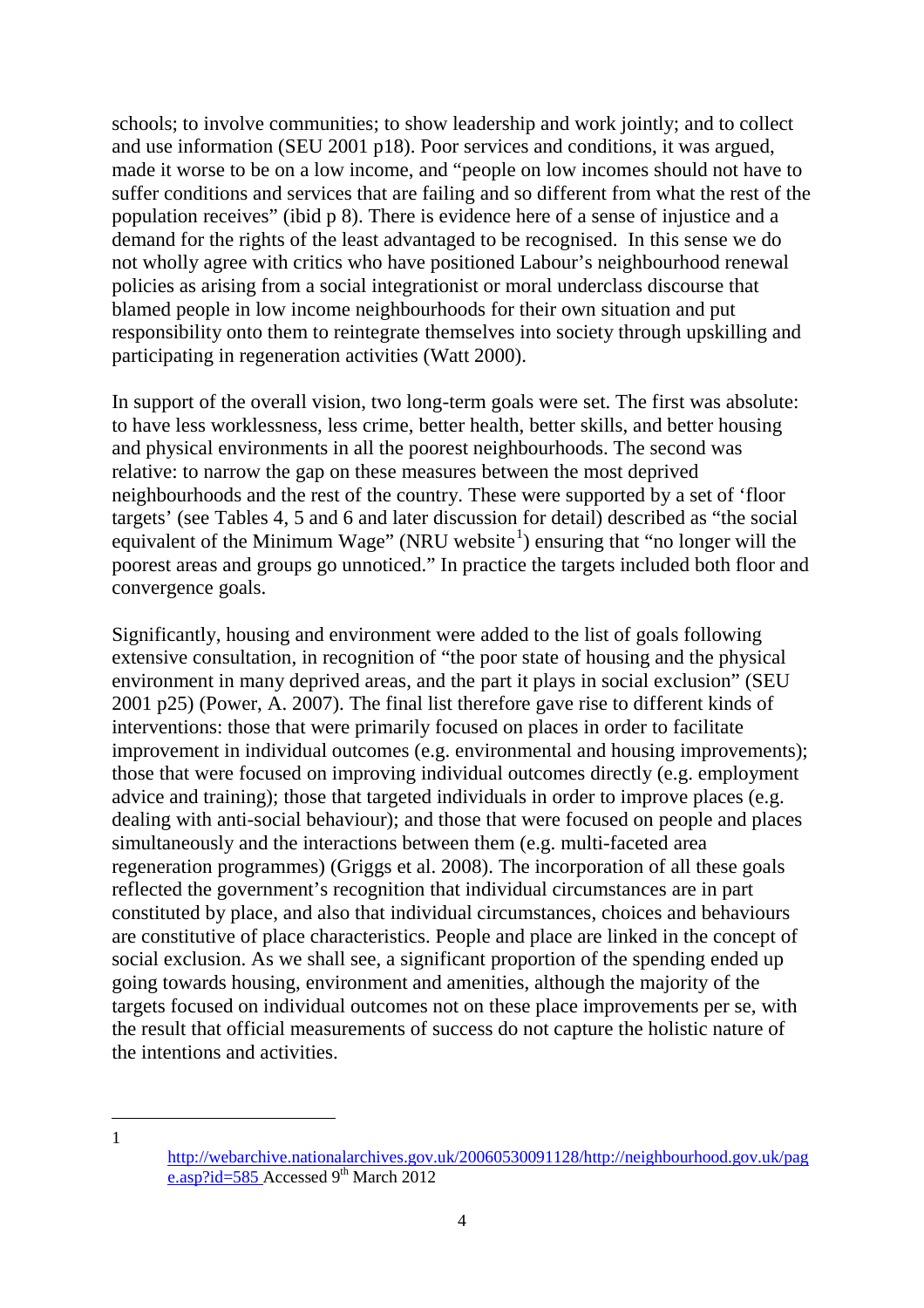schools; to involve communities; to show leadership and work jointly; and to collect and use information (SEU 2001 p18). Poor services and conditions, it was argued, made it worse to be on a low income, and "people on low incomes should not have to suffer conditions and services that are failing and so different from what the rest of the population receives" (ibid p 8). There is evidence here of a sense of injustice and a demand for the rights of the least advantaged to be recognised. In this sense we do not wholly agree with critics who have positioned Labour's neighbourhood renewal policies as arising from a social integrationist or moral underclass discourse that blamed people in low income neighbourhoods for their own situation and put responsibility onto them to reintegrate themselves into society through upskilling and participating in regeneration activities (Watt 2000).

In support of the overall vision, two long-term goals were set. The first was absolute: to have less worklessness, less crime, better health, better skills, and better housing and physical environments in all the poorest neighbourhoods. The second was relative: to narrow the gap on these measures between the most deprived neighbourhoods and the rest of the country. These were supported by a set of 'floor targets' (see Tables 4, 5 and 6 and later discussion for detail) described as "the social equivalent of the Minimum Wage" (NRU website[1]) ensuring that "no longer will the poorest areas and groups go unnoticed." In practice the targets included both floor and convergence goals.

Significantly, housing and environment were added to the list of goals following extensive consultation, in recognition of "the poor state of housing and the physical environment in many deprived areas, and the part it plays in social exclusion" (SEU 2001 p25) (Power, A. 2007). The final list therefore gave rise to different kinds of interventions: those that were primarily focused on places in order to facilitate improvement in individual outcomes (e.g. environmental and housing improvements); those that were focused on improving individual outcomes directly (e.g. employment advice and training); those that targeted individuals in order to improve places (e.g. dealing with anti-social behaviour); and those that were focused on people and places simultaneously and the interactions between them (e.g. multi-faceted area regeneration programmes) (Griggs et al. 2008). The incorporation of all these goals reflected the government's recognition that individual circumstances are in part constituted by place, and also that individual circumstances, choices and behaviours are constitutive of place characteristics. People and place are linked in the concept of social exclusion. As we shall see, a significant proportion of the spending ended up going towards housing, environment and amenities, although the majority of the targets focused on individual outcomes not on these place improvements per se, with the result that official measurements of success do not capture the holistic nature of the intentions and activities.

---

1 http://webarchive.nationalarchives.gov.uk/20060530091128/http://neighbourhood.gov.uk/page.asp?id=585 Accessed 9th March 2012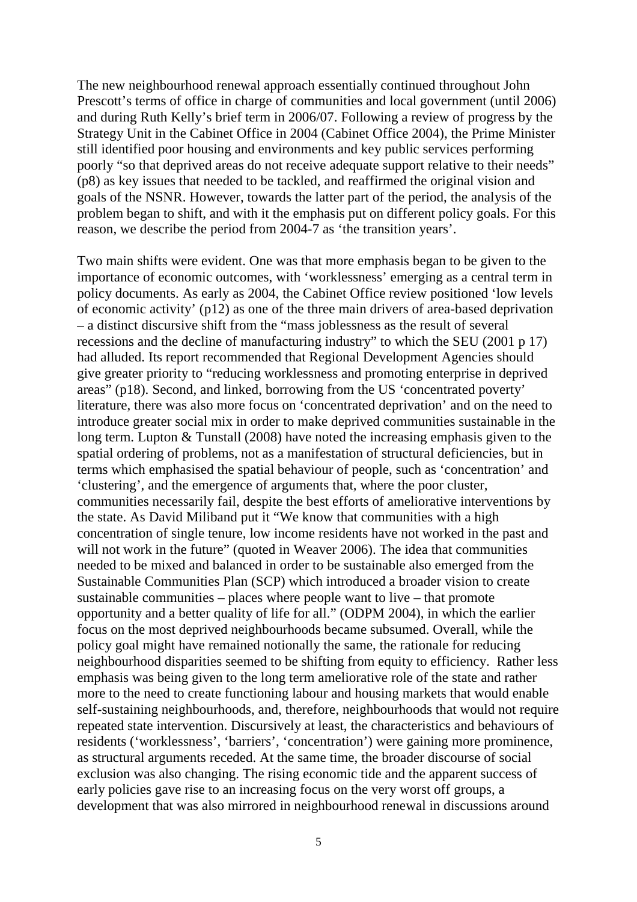The new neighbourhood renewal approach essentially continued throughout John Prescott's terms of office in charge of communities and local government (until 2006) and during Ruth Kelly's brief term in 2006/07. Following a review of progress by the Strategy Unit in the Cabinet Office in 2004 (Cabinet Office 2004), the Prime Minister still identified poor housing and environments and key public services performing poorly "so that deprived areas do not receive adequate support relative to their needs" (p8) as key issues that needed to be tackled, and reaffirmed the original vision and goals of the NSNR. However, towards the latter part of the period, the analysis of the problem began to shift, and with it the emphasis put on different policy goals. For this reason, we describe the period from 2004-7 as 'the transition years'.

Two main shifts were evident. One was that more emphasis began to be given to the importance of economic outcomes, with 'worklessness' emerging as a central term in policy documents. As early as 2004, the Cabinet Office review positioned 'low levels of economic activity' (p12) as one of the three main drivers of area-based deprivation – a distinct discursive shift from the "mass joblessness as the result of several recessions and the decline of manufacturing industry" to which the SEU (2001 p 17) had alluded. Its report recommended that Regional Development Agencies should give greater priority to "reducing worklessness and promoting enterprise in deprived areas" (p18). Second, and linked, borrowing from the US 'concentrated poverty' literature, there was also more focus on 'concentrated deprivation' and on the need to introduce greater social mix in order to make deprived communities sustainable in the long term. Lupton & Tunstall (2008) have noted the increasing emphasis given to the spatial ordering of problems, not as a manifestation of structural deficiencies, but in terms which emphasised the spatial behaviour of people, such as 'concentration' and 'clustering', and the emergence of arguments that, where the poor cluster, communities necessarily fail, despite the best efforts of ameliorative interventions by the state. As David Miliband put it "We know that communities with a high concentration of single tenure, low income residents have not worked in the past and will not work in the future" (quoted in Weaver 2006). The idea that communities needed to be mixed and balanced in order to be sustainable also emerged from the Sustainable Communities Plan (SCP) which introduced a broader vision to create sustainable communities – places where people want to live – that promote opportunity and a better quality of life for all." (ODPM 2004), in which the earlier focus on the most deprived neighbourhoods became subsumed. Overall, while the policy goal might have remained notionally the same, the rationale for reducing neighbourhood disparities seemed to be shifting from equity to efficiency. Rather less emphasis was being given to the long term ameliorative role of the state and rather more to the need to create functioning labour and housing markets that would enable self-sustaining neighbourhoods, and, therefore, neighbourhoods that would not require repeated state intervention. Discursively at least, the characteristics and behaviours of residents ('worklessness', 'barriers', 'concentration') were gaining more prominence, as structural arguments receded. At the same time, the broader discourse of social exclusion was also changing. The rising economic tide and the apparent success of early policies gave rise to an increasing focus on the very worst off groups, a development that was also mirrored in neighbourhood renewal in discussions around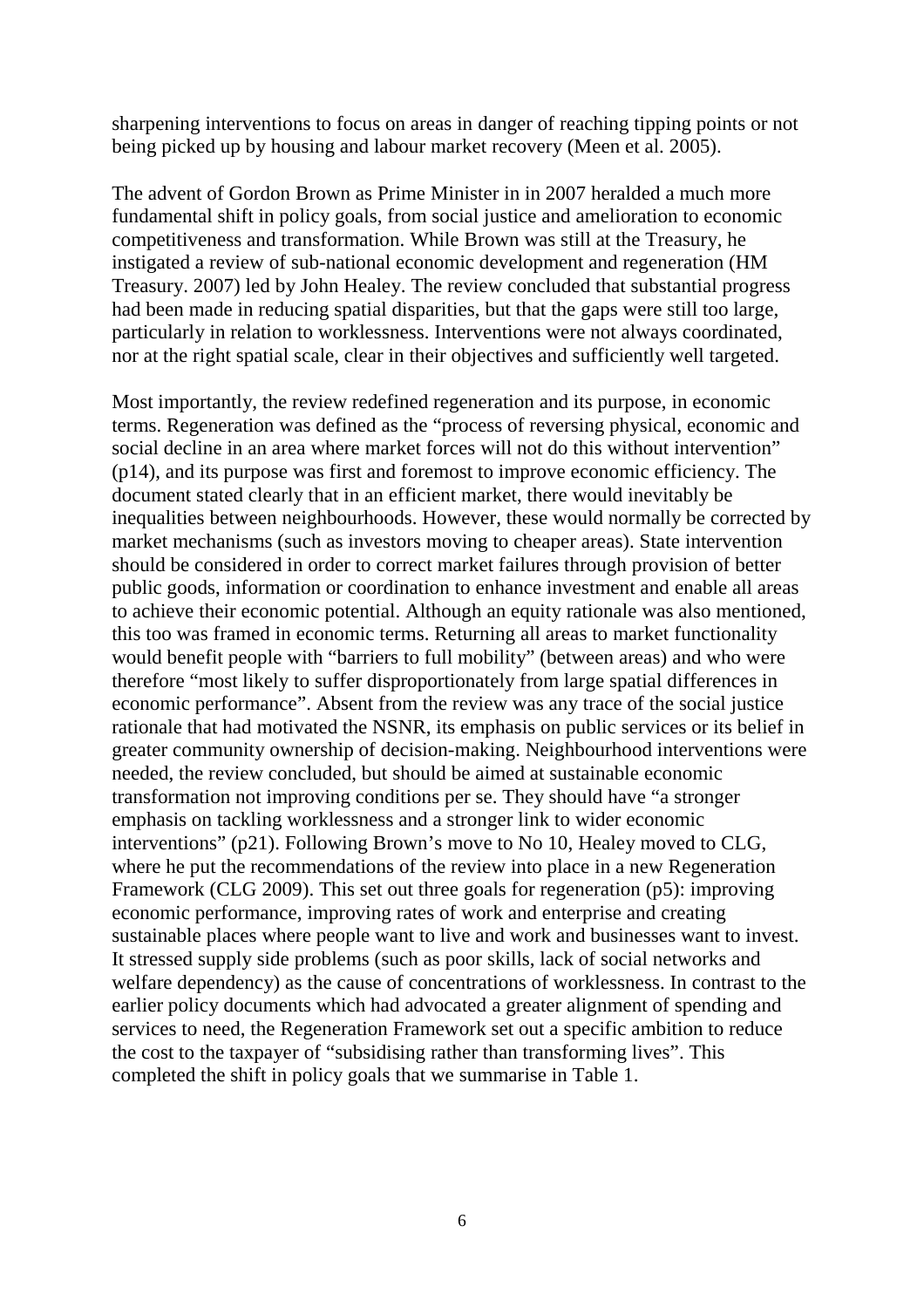sharpening interventions to focus on areas in danger of reaching tipping points or not being picked up by housing and labour market recovery (Meen et al. 2005).

The advent of Gordon Brown as Prime Minister in in 2007 heralded a much more fundamental shift in policy goals, from social justice and amelioration to economic competitiveness and transformation. While Brown was still at the Treasury, he instigated a review of sub-national economic development and regeneration (HM Treasury. 2007) led by John Healey. The review concluded that substantial progress had been made in reducing spatial disparities, but that the gaps were still too large, particularly in relation to worklessness. Interventions were not always coordinated, nor at the right spatial scale, clear in their objectives and sufficiently well targeted.

Most importantly, the review redefined regeneration and its purpose, in economic terms. Regeneration was defined as the "process of reversing physical, economic and social decline in an area where market forces will not do this without intervention" (p14), and its purpose was first and foremost to improve economic efficiency. The document stated clearly that in an efficient market, there would inevitably be inequalities between neighbourhoods. However, these would normally be corrected by market mechanisms (such as investors moving to cheaper areas). State intervention should be considered in order to correct market failures through provision of better public goods, information or coordination to enhance investment and enable all areas to achieve their economic potential. Although an equity rationale was also mentioned, this too was framed in economic terms. Returning all areas to market functionality would benefit people with "barriers to full mobility" (between areas) and who were therefore "most likely to suffer disproportionately from large spatial differences in economic performance". Absent from the review was any trace of the social justice rationale that had motivated the NSNR, its emphasis on public services or its belief in greater community ownership of decision-making. Neighbourhood interventions were needed, the review concluded, but should be aimed at sustainable economic transformation not improving conditions per se. They should have "a stronger emphasis on tackling worklessness and a stronger link to wider economic interventions" (p21). Following Brown's move to No 10, Healey moved to CLG, where he put the recommendations of the review into place in a new Regeneration Framework (CLG 2009). This set out three goals for regeneration (p5): improving economic performance, improving rates of work and enterprise and creating sustainable places where people want to live and work and businesses want to invest. It stressed supply side problems (such as poor skills, lack of social networks and welfare dependency) as the cause of concentrations of worklessness. In contrast to the earlier policy documents which had advocated a greater alignment of spending and services to need, the Regeneration Framework set out a specific ambition to reduce the cost to the taxpayer of "subsidising rather than transforming lives". This completed the shift in policy goals that we summarise in Table 1.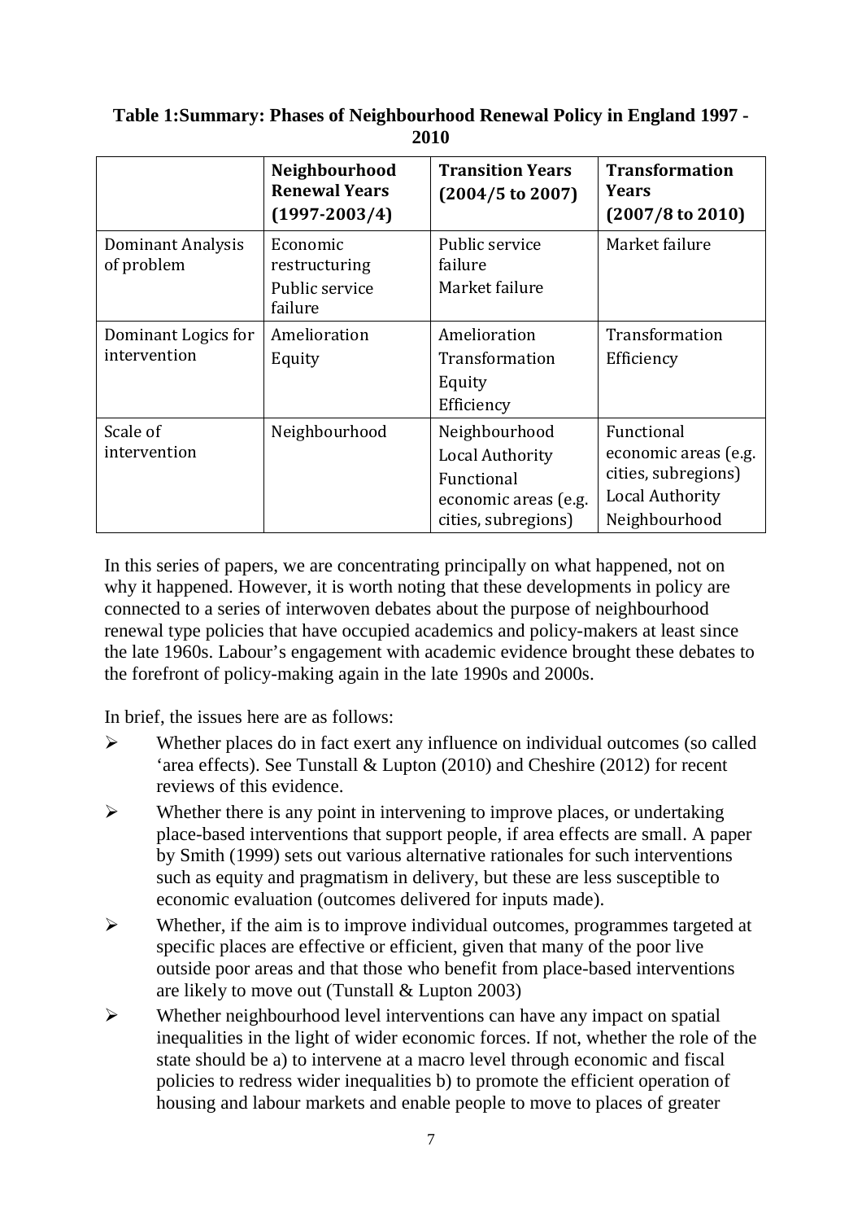**Table 1:Summary: Phases of Neighbourhood Renewal Policy in England 1997 - 2010**

| | Neighbourhood Renewal Years (1997-2003/4) | Transition Years (2004/5 to 2007) | Transformation Years (2007/8 to 2010) |
|---|---|---|---|
| Dominant Analysis of problem | Economic restructuring<br>Public service failure | Public service failure<br>Market failure | Market failure |
| Dominant Logics for intervention | Amelioration<br>Equity | Amelioration<br>Transformation<br>Equity<br>Efficiency | Transformation<br>Efficiency |
| Scale of intervention | Neighbourhood | Neighbourhood<br>Local Authority<br>Functional economic areas (e.g. cities, subregions) | Functional economic areas (e.g. cities, subregions)<br>Local Authority<br>Neighbourhood |

In this series of papers, we are concentrating principally on what happened, not on why it happened. However, it is worth noting that these developments in policy are connected to a series of interwoven debates about the purpose of neighbourhood renewal type policies that have occupied academics and policy-makers at least since the late 1960s. Labour's engagement with academic evidence brought these debates to the forefront of policy-making again in the late 1990s and 2000s.

In brief, the issues here are as follows:

- Whether places do in fact exert any influence on individual outcomes (so called 'area effects). See Tunstall & Lupton (2010) and Cheshire (2012) for recent reviews of this evidence.
- Whether there is any point in intervening to improve places, or undertaking place-based interventions that support people, if area effects are small. A paper by Smith (1999) sets out various alternative rationales for such interventions such as equity and pragmatism in delivery, but these are less susceptible to economic evaluation (outcomes delivered for inputs made).
- Whether, if the aim is to improve individual outcomes, programmes targeted at specific places are effective or efficient, given that many of the poor live outside poor areas and that those who benefit from place-based interventions are likely to move out (Tunstall & Lupton 2003)
- Whether neighbourhood level interventions can have any impact on spatial inequalities in the light of wider economic forces. If not, whether the role of the state should be a) to intervene at a macro level through economic and fiscal policies to redress wider inequalities b) to promote the efficient operation of housing and labour markets and enable people to move to places of greater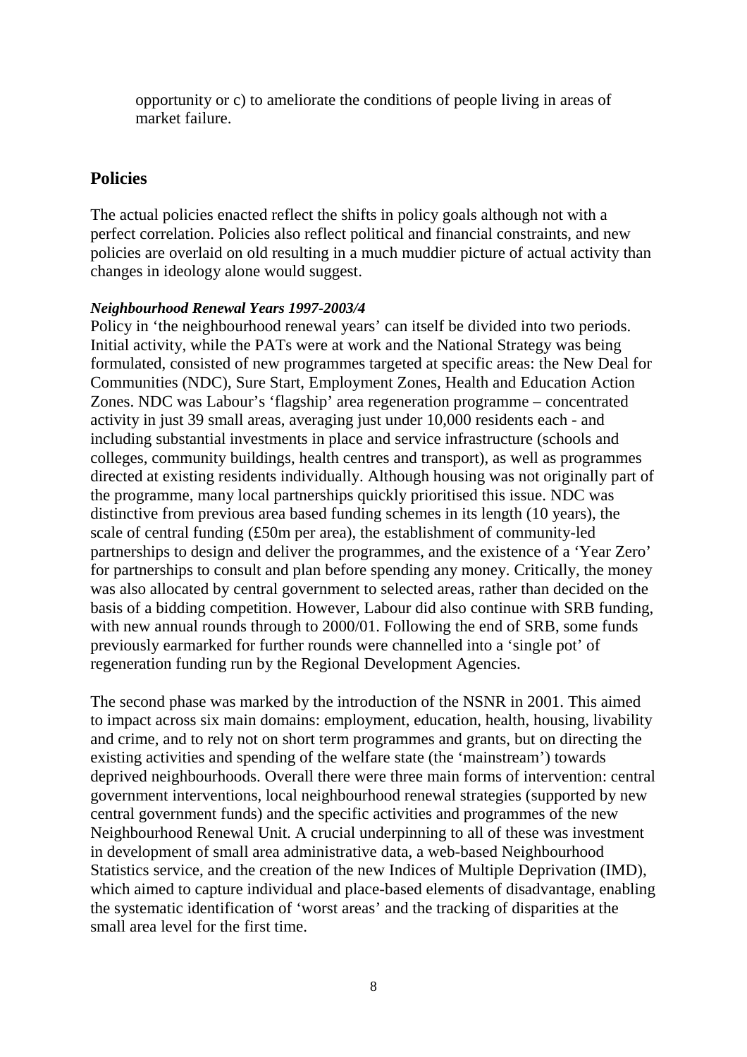opportunity or c) to ameliorate the conditions of people living in areas of market failure.

## Policies

The actual policies enacted reflect the shifts in policy goals although not with a perfect correlation. Policies also reflect political and financial constraints, and new policies are overlaid on old resulting in a much muddier picture of actual activity than changes in ideology alone would suggest.

***Neighbourhood Renewal Years 1997-2003/4***

Policy in 'the neighbourhood renewal years' can itself be divided into two periods. Initial activity, while the PATs were at work and the National Strategy was being formulated, consisted of new programmes targeted at specific areas: the New Deal for Communities (NDC), Sure Start, Employment Zones, Health and Education Action Zones. NDC was Labour's 'flagship' area regeneration programme – concentrated activity in just 39 small areas, averaging just under 10,000 residents each - and including substantial investments in place and service infrastructure (schools and colleges, community buildings, health centres and transport), as well as programmes directed at existing residents individually. Although housing was not originally part of the programme, many local partnerships quickly prioritised this issue. NDC was distinctive from previous area based funding schemes in its length (10 years), the scale of central funding (£50m per area), the establishment of community-led partnerships to design and deliver the programmes, and the existence of a 'Year Zero' for partnerships to consult and plan before spending any money. Critically, the money was also allocated by central government to selected areas, rather than decided on the basis of a bidding competition. However, Labour did also continue with SRB funding, with new annual rounds through to 2000/01. Following the end of SRB, some funds previously earmarked for further rounds were channelled into a 'single pot' of regeneration funding run by the Regional Development Agencies.

The second phase was marked by the introduction of the NSNR in 2001. This aimed to impact across six main domains: employment, education, health, housing, livability and crime, and to rely not on short term programmes and grants, but on directing the existing activities and spending of the welfare state (the 'mainstream') towards deprived neighbourhoods. Overall there were three main forms of intervention: central government interventions, local neighbourhood renewal strategies (supported by new central government funds) and the specific activities and programmes of the new Neighbourhood Renewal Unit. A crucial underpinning to all of these was investment in development of small area administrative data, a web-based Neighbourhood Statistics service, and the creation of the new Indices of Multiple Deprivation (IMD), which aimed to capture individual and place-based elements of disadvantage, enabling the systematic identification of 'worst areas' and the tracking of disparities at the small area level for the first time.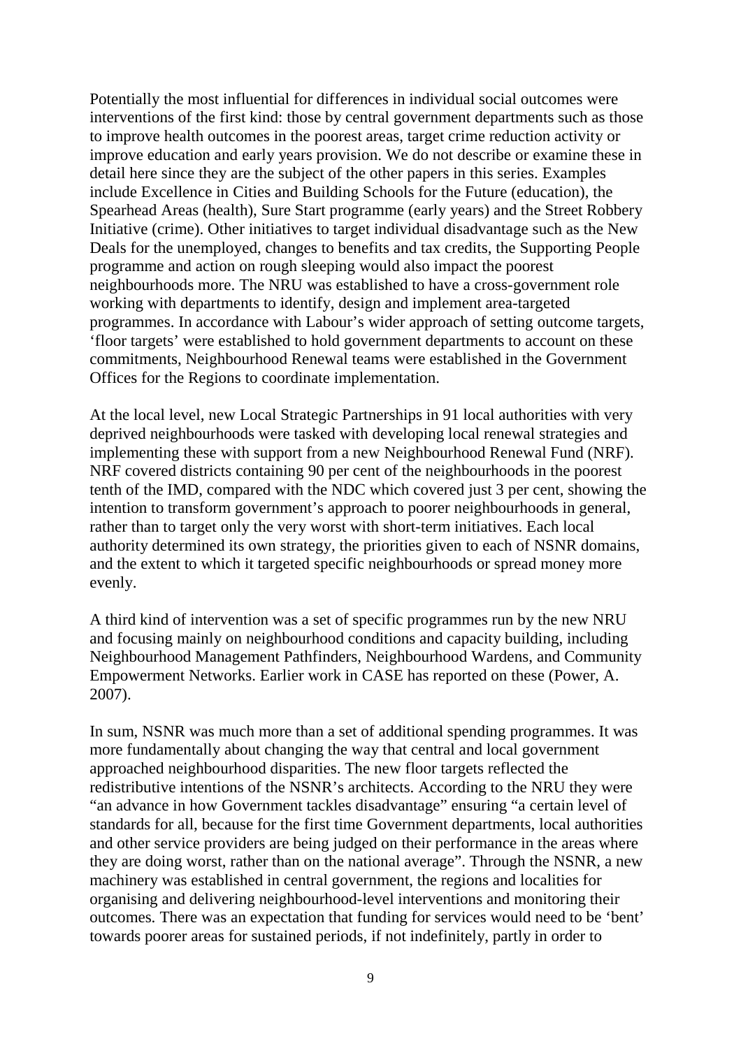Potentially the most influential for differences in individual social outcomes were interventions of the first kind: those by central government departments such as those to improve health outcomes in the poorest areas, target crime reduction activity or improve education and early years provision. We do not describe or examine these in detail here since they are the subject of the other papers in this series. Examples include Excellence in Cities and Building Schools for the Future (education), the Spearhead Areas (health), Sure Start programme (early years) and the Street Robbery Initiative (crime). Other initiatives to target individual disadvantage such as the New Deals for the unemployed, changes to benefits and tax credits, the Supporting People programme and action on rough sleeping would also impact the poorest neighbourhoods more. The NRU was established to have a cross-government role working with departments to identify, design and implement area-targeted programmes. In accordance with Labour's wider approach of setting outcome targets, 'floor targets' were established to hold government departments to account on these commitments, Neighbourhood Renewal teams were established in the Government Offices for the Regions to coordinate implementation.

At the local level, new Local Strategic Partnerships in 91 local authorities with very deprived neighbourhoods were tasked with developing local renewal strategies and implementing these with support from a new Neighbourhood Renewal Fund (NRF). NRF covered districts containing 90 per cent of the neighbourhoods in the poorest tenth of the IMD, compared with the NDC which covered just 3 per cent, showing the intention to transform government's approach to poorer neighbourhoods in general, rather than to target only the very worst with short-term initiatives. Each local authority determined its own strategy, the priorities given to each of NSNR domains, and the extent to which it targeted specific neighbourhoods or spread money more evenly.

A third kind of intervention was a set of specific programmes run by the new NRU and focusing mainly on neighbourhood conditions and capacity building, including Neighbourhood Management Pathfinders, Neighbourhood Wardens, and Community Empowerment Networks. Earlier work in CASE has reported on these (Power, A. 2007).

In sum, NSNR was much more than a set of additional spending programmes. It was more fundamentally about changing the way that central and local government approached neighbourhood disparities. The new floor targets reflected the redistributive intentions of the NSNR's architects. According to the NRU they were "an advance in how Government tackles disadvantage" ensuring "a certain level of standards for all, because for the first time Government departments, local authorities and other service providers are being judged on their performance in the areas where they are doing worst, rather than on the national average". Through the NSNR, a new machinery was established in central government, the regions and localities for organising and delivering neighbourhood-level interventions and monitoring their outcomes. There was an expectation that funding for services would need to be 'bent' towards poorer areas for sustained periods, if not indefinitely, partly in order to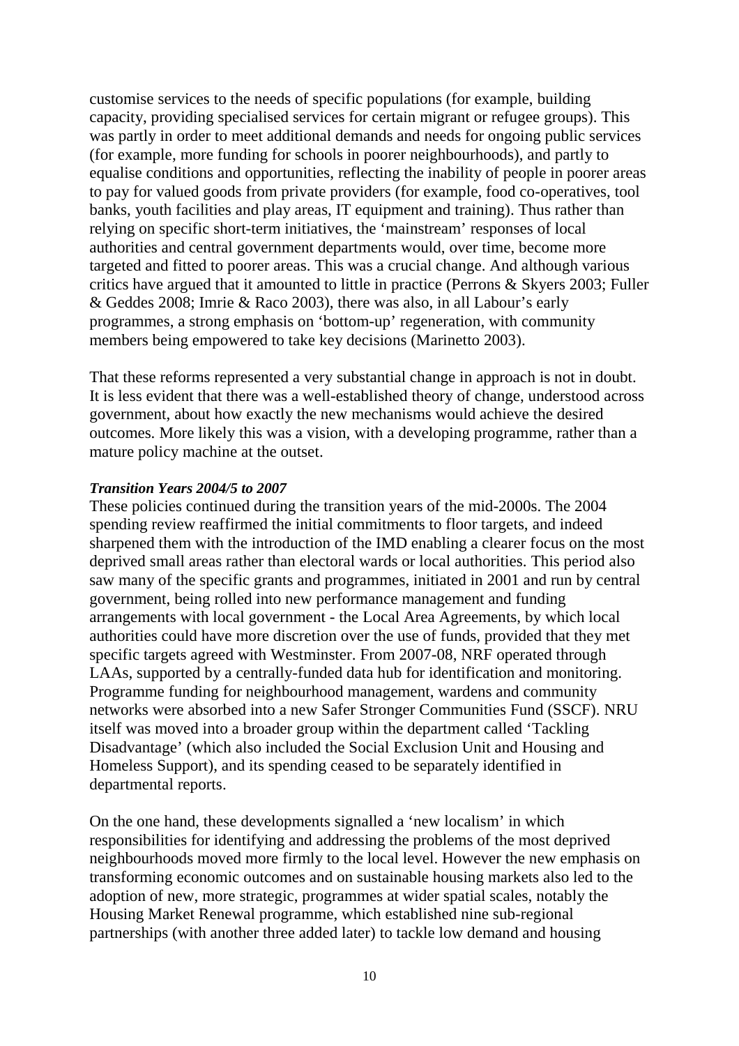customise services to the needs of specific populations (for example, building capacity, providing specialised services for certain migrant or refugee groups). This was partly in order to meet additional demands and needs for ongoing public services (for example, more funding for schools in poorer neighbourhoods), and partly to equalise conditions and opportunities, reflecting the inability of people in poorer areas to pay for valued goods from private providers (for example, food co-operatives, tool banks, youth facilities and play areas, IT equipment and training). Thus rather than relying on specific short-term initiatives, the 'mainstream' responses of local authorities and central government departments would, over time, become more targeted and fitted to poorer areas. This was a crucial change. And although various critics have argued that it amounted to little in practice (Perrons & Skyers 2003; Fuller & Geddes 2008; Imrie & Raco 2003), there was also, in all Labour's early programmes, a strong emphasis on 'bottom-up' regeneration, with community members being empowered to take key decisions (Marinetto 2003).

That these reforms represented a very substantial change in approach is not in doubt. It is less evident that there was a well-established theory of change, understood across government, about how exactly the new mechanisms would achieve the desired outcomes. More likely this was a vision, with a developing programme, rather than a mature policy machine at the outset.

***Transition Years 2004/5 to 2007***

These policies continued during the transition years of the mid-2000s. The 2004 spending review reaffirmed the initial commitments to floor targets, and indeed sharpened them with the introduction of the IMD enabling a clearer focus on the most deprived small areas rather than electoral wards or local authorities. This period also saw many of the specific grants and programmes, initiated in 2001 and run by central government, being rolled into new performance management and funding arrangements with local government - the Local Area Agreements, by which local authorities could have more discretion over the use of funds, provided that they met specific targets agreed with Westminster. From 2007-08, NRF operated through LAAs, supported by a centrally-funded data hub for identification and monitoring. Programme funding for neighbourhood management, wardens and community networks were absorbed into a new Safer Stronger Communities Fund (SSCF). NRU itself was moved into a broader group within the department called 'Tackling Disadvantage' (which also included the Social Exclusion Unit and Housing and Homeless Support), and its spending ceased to be separately identified in departmental reports.

On the one hand, these developments signalled a 'new localism' in which responsibilities for identifying and addressing the problems of the most deprived neighbourhoods moved more firmly to the local level. However the new emphasis on transforming economic outcomes and on sustainable housing markets also led to the adoption of new, more strategic, programmes at wider spatial scales, notably the Housing Market Renewal programme, which established nine sub-regional partnerships (with another three added later) to tackle low demand and housing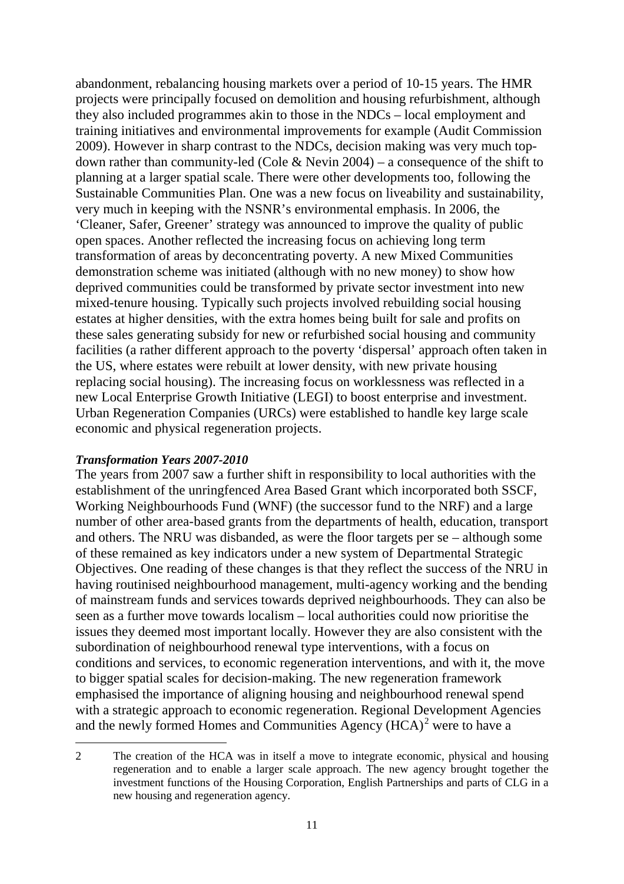abandonment, rebalancing housing markets over a period of 10-15 years. The HMR projects were principally focused on demolition and housing refurbishment, although they also included programmes akin to those in the NDCs – local employment and training initiatives and environmental improvements for example (Audit Commission 2009). However in sharp contrast to the NDCs, decision making was very much top-down rather than community-led (Cole & Nevin 2004) – a consequence of the shift to planning at a larger spatial scale. There were other developments too, following the Sustainable Communities Plan. One was a new focus on liveability and sustainability, very much in keeping with the NSNR's environmental emphasis. In 2006, the 'Cleaner, Safer, Greener' strategy was announced to improve the quality of public open spaces. Another reflected the increasing focus on achieving long term transformation of areas by deconcentrating poverty. A new Mixed Communities demonstration scheme was initiated (although with no new money) to show how deprived communities could be transformed by private sector investment into new mixed-tenure housing. Typically such projects involved rebuilding social housing estates at higher densities, with the extra homes being built for sale and profits on these sales generating subsidy for new or refurbished social housing and community facilities (a rather different approach to the poverty 'dispersal' approach often taken in the US, where estates were rebuilt at lower density, with new private housing replacing social housing). The increasing focus on worklessness was reflected in a new Local Enterprise Growth Initiative (LEGI) to boost enterprise and investment. Urban Regeneration Companies (URCs) were established to handle key large scale economic and physical regeneration projects.

***Transformation Years 2007-2010***

The years from 2007 saw a further shift in responsibility to local authorities with the establishment of the unringfenced Area Based Grant which incorporated both SSCF, Working Neighbourhoods Fund (WNF) (the successor fund to the NRF) and a large number of other area-based grants from the departments of health, education, transport and others. The NRU was disbanded, as were the floor targets per se – although some of these remained as key indicators under a new system of Departmental Strategic Objectives. One reading of these changes is that they reflect the success of the NRU in having routinised neighbourhood management, multi-agency working and the bending of mainstream funds and services towards deprived neighbourhoods. They can also be seen as a further move towards localism – local authorities could now prioritise the issues they deemed most important locally. However they are also consistent with the subordination of neighbourhood renewal type interventions, with a focus on conditions and services, to economic regeneration interventions, and with it, the move to bigger spatial scales for decision-making. The new regeneration framework emphasised the importance of aligning housing and neighbourhood renewal spend with a strategic approach to economic regeneration. Regional Development Agencies and the newly formed Homes and Communities Agency (HCA)[2] were to have a

---

2 The creation of the HCA was in itself a move to integrate economic, physical and housing regeneration and to enable a larger scale approach. The new agency brought together the investment functions of the Housing Corporation, English Partnerships and parts of CLG in a new housing and regeneration agency.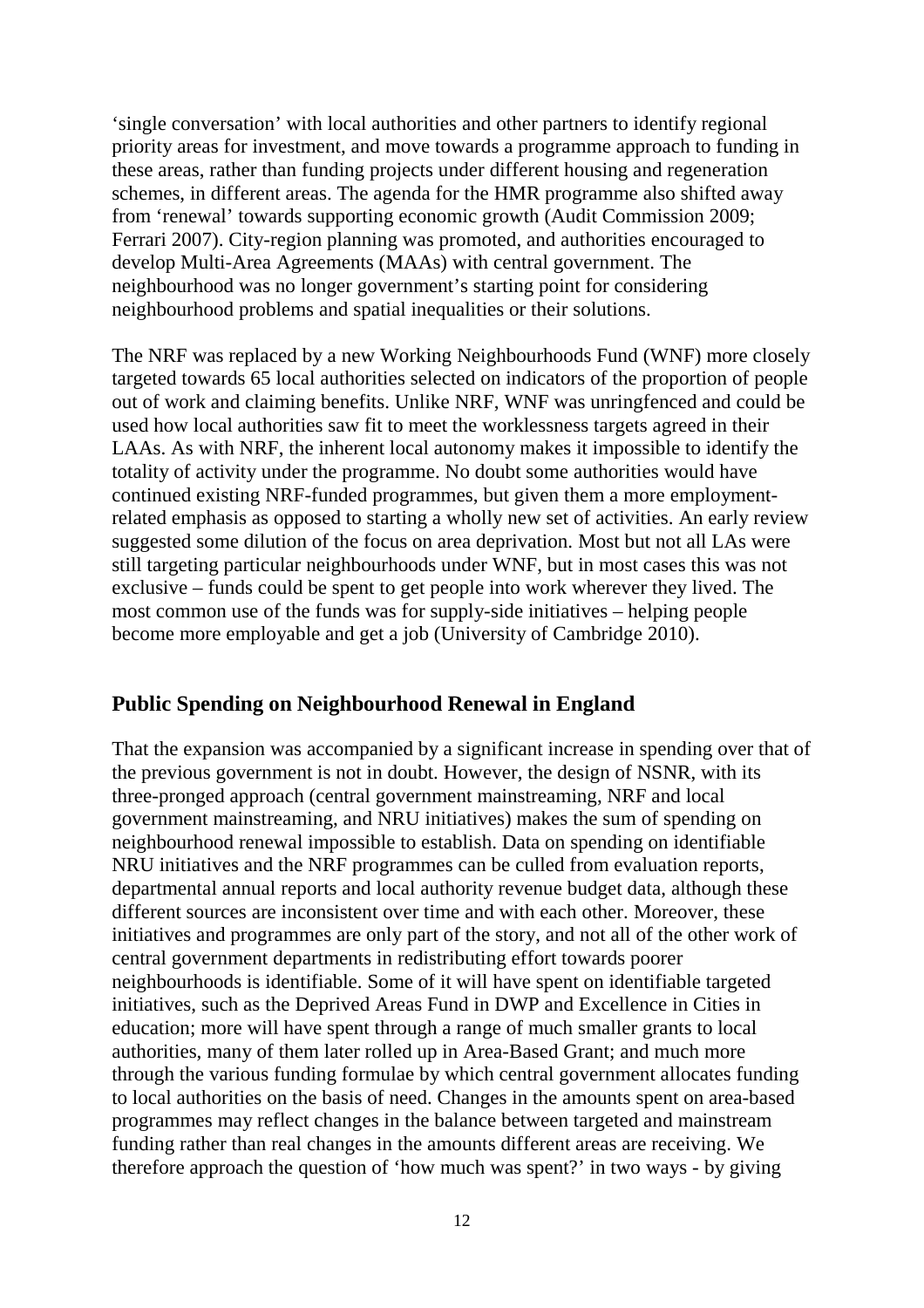'single conversation' with local authorities and other partners to identify regional priority areas for investment, and move towards a programme approach to funding in these areas, rather than funding projects under different housing and regeneration schemes, in different areas. The agenda for the HMR programme also shifted away from 'renewal' towards supporting economic growth (Audit Commission 2009; Ferrari 2007). City-region planning was promoted, and authorities encouraged to develop Multi-Area Agreements (MAAs) with central government. The neighbourhood was no longer government's starting point for considering neighbourhood problems and spatial inequalities or their solutions.

The NRF was replaced by a new Working Neighbourhoods Fund (WNF) more closely targeted towards 65 local authorities selected on indicators of the proportion of people out of work and claiming benefits. Unlike NRF, WNF was unringfenced and could be used how local authorities saw fit to meet the worklessness targets agreed in their LAAs. As with NRF, the inherent local autonomy makes it impossible to identify the totality of activity under the programme. No doubt some authorities would have continued existing NRF-funded programmes, but given them a more employment-related emphasis as opposed to starting a wholly new set of activities. An early review suggested some dilution of the focus on area deprivation. Most but not all LAs were still targeting particular neighbourhoods under WNF, but in most cases this was not exclusive – funds could be spent to get people into work wherever they lived. The most common use of the funds was for supply-side initiatives – helping people become more employable and get a job (University of Cambridge 2010).

## Public Spending on Neighbourhood Renewal in England

That the expansion was accompanied by a significant increase in spending over that of the previous government is not in doubt. However, the design of NSNR, with its three-pronged approach (central government mainstreaming, NRF and local government mainstreaming, and NRU initiatives) makes the sum of spending on neighbourhood renewal impossible to establish. Data on spending on identifiable NRU initiatives and the NRF programmes can be culled from evaluation reports, departmental annual reports and local authority revenue budget data, although these different sources are inconsistent over time and with each other. Moreover, these initiatives and programmes are only part of the story, and not all of the other work of central government departments in redistributing effort towards poorer neighbourhoods is identifiable. Some of it will have spent on identifiable targeted initiatives, such as the Deprived Areas Fund in DWP and Excellence in Cities in education; more will have spent through a range of much smaller grants to local authorities, many of them later rolled up in Area-Based Grant; and much more through the various funding formulae by which central government allocates funding to local authorities on the basis of need. Changes in the amounts spent on area-based programmes may reflect changes in the balance between targeted and mainstream funding rather than real changes in the amounts different areas are receiving. We therefore approach the question of 'how much was spent?' in two ways - by giving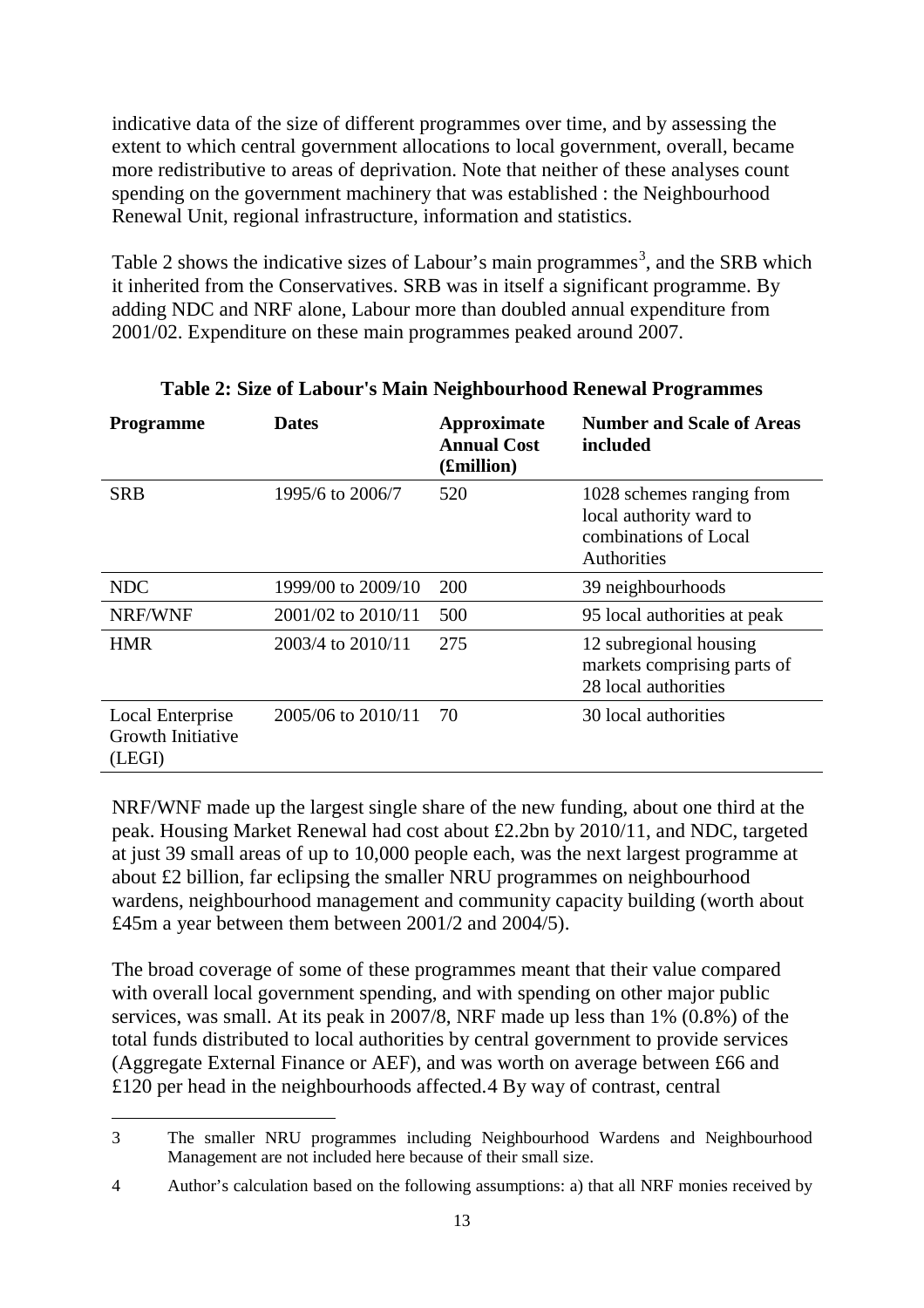indicative data of the size of different programmes over time, and by assessing the extent to which central government allocations to local government, overall, became more redistributive to areas of deprivation. Note that neither of these analyses count spending on the government machinery that was established : the Neighbourhood Renewal Unit, regional infrastructure, information and statistics.

Table 2 shows the indicative sizes of Labour's main programmes[3], and the SRB which it inherited from the Conservatives. SRB was in itself a significant programme. By adding NDC and NRF alone, Labour more than doubled annual expenditure from 2001/02. Expenditure on these main programmes peaked around 2007.

**Table 2: Size of Labour's Main Neighbourhood Renewal Programmes**

| Programme | Dates | Approximate Annual Cost (£million) | Number and Scale of Areas included |
|---|---|---|---|
| SRB | 1995/6 to 2006/7 | 520 | 1028 schemes ranging from local authority ward to combinations of Local Authorities |
| NDC | 1999/00 to 2009/10 | 200 | 39 neighbourhoods |
| NRF/WNF | 2001/02 to 2010/11 | 500 | 95 local authorities at peak |
| HMR | 2003/4 to 2010/11 | 275 | 12 subregional housing markets comprising parts of 28 local authorities |
| Local Enterprise Growth Initiative (LEGI) | 2005/06 to 2010/11 | 70 | 30 local authorities |

NRF/WNF made up the largest single share of the new funding, about one third at the peak. Housing Market Renewal had cost about £2.2bn by 2010/11, and NDC, targeted at just 39 small areas of up to 10,000 people each, was the next largest programme at about £2 billion, far eclipsing the smaller NRU programmes on neighbourhood wardens, neighbourhood management and community capacity building (worth about £45m a year between them between 2001/2 and 2004/5).

The broad coverage of some of these programmes meant that their value compared with overall local government spending, and with spending on other major public services, was small. At its peak in 2007/8, NRF made up less than 1% (0.8%) of the total funds distributed to local authorities by central government to provide services (Aggregate External Finance or AEF), and was worth on average between £66 and £120 per head in the neighbourhoods affected.4 By way of contrast, central

---

3 The smaller NRU programmes including Neighbourhood Wardens and Neighbourhood Management are not included here because of their small size.

4 Author's calculation based on the following assumptions: a) that all NRF monies received by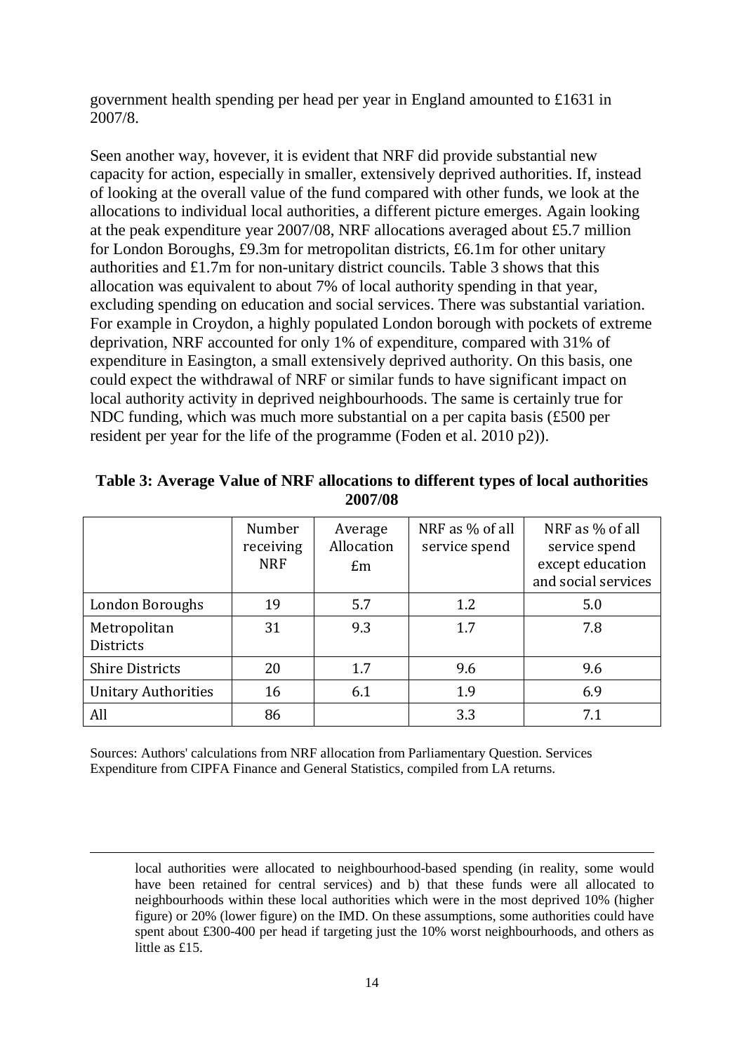government health spending per head per year in England amounted to £1631 in 2007/8.

Seen another way, hovever, it is evident that NRF did provide substantial new capacity for action, especially in smaller, extensively deprived authorities. If, instead of looking at the overall value of the fund compared with other funds, we look at the allocations to individual local authorities, a different picture emerges. Again looking at the peak expenditure year 2007/08, NRF allocations averaged about £5.7 million for London Boroughs, £9.3m for metropolitan districts, £6.1m for other unitary authorities and £1.7m for non-unitary district councils. Table 3 shows that this allocation was equivalent to about 7% of local authority spending in that year, excluding spending on education and social services. There was substantial variation. For example in Croydon, a highly populated London borough with pockets of extreme deprivation, NRF accounted for only 1% of expenditure, compared with 31% of expenditure in Easington, a small extensively deprived authority. On this basis, one could expect the withdrawal of NRF or similar funds to have significant impact on local authority activity in deprived neighbourhoods. The same is certainly true for NDC funding, which was much more substantial on a per capita basis (£500 per resident per year for the life of the programme (Foden et al. 2010 p2)).

**Table 3: Average Value of NRF allocations to different types of local authorities 2007/08**

| | Number receiving NRF | Average Allocation £m | NRF as % of all service spend | NRF as % of all service spend except education and social services |
|---|---|---|---|---|
| London Boroughs | 19 | 5.7 | 1.2 | 5.0 |
| Metropolitan Districts | 31 | 9.3 | 1.7 | 7.8 |
| Shire Districts | 20 | 1.7 | 9.6 | 9.6 |
| Unitary Authorities | 16 | 6.1 | 1.9 | 6.9 |
| All | 86 | | 3.3 | 7.1 |

Sources: Authors' calculations from NRF allocation from Parliamentary Question. Services Expenditure from CIPFA Finance and General Statistics, compiled from LA returns.

local authorities were allocated to neighbourhood-based spending (in reality, some would have been retained for central services) and b) that these funds were all allocated to neighbourhoods within these local authorities which were in the most deprived 10% (higher figure) or 20% (lower figure) on the IMD. On these assumptions, some authorities could have spent about £300-400 per head if targeting just the 10% worst neighbourhoods, and others as little as £15.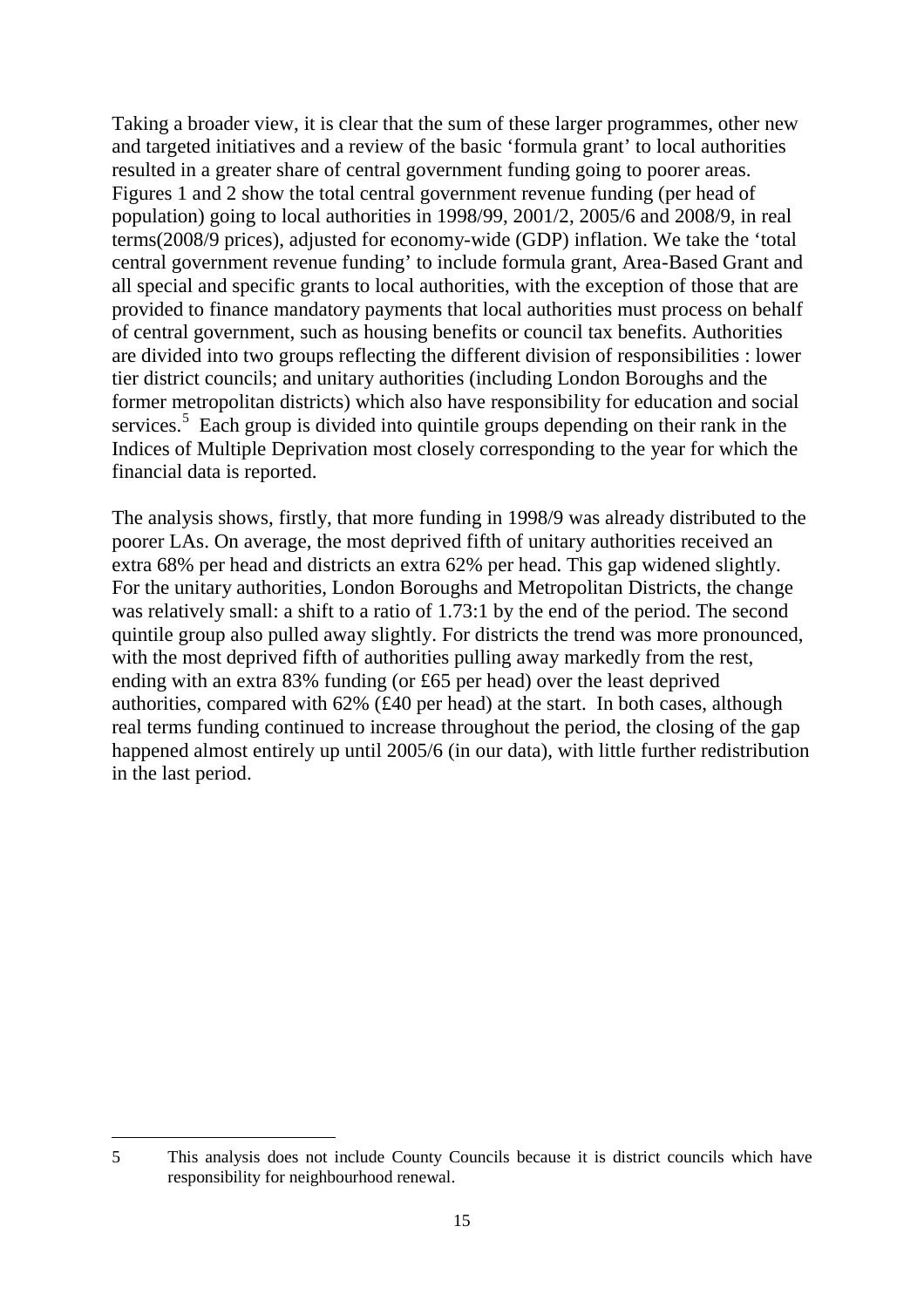Taking a broader view, it is clear that the sum of these larger programmes, other new and targeted initiatives and a review of the basic 'formula grant' to local authorities resulted in a greater share of central government funding going to poorer areas. Figures 1 and 2 show the total central government revenue funding (per head of population) going to local authorities in 1998/99, 2001/2, 2005/6 and 2008/9, in real terms(2008/9 prices), adjusted for economy-wide (GDP) inflation. We take the 'total central government revenue funding' to include formula grant, Area-Based Grant and all special and specific grants to local authorities, with the exception of those that are provided to finance mandatory payments that local authorities must process on behalf of central government, such as housing benefits or council tax benefits. Authorities are divided into two groups reflecting the different division of responsibilities : lower tier district councils; and unitary authorities (including London Boroughs and the former metropolitan districts) which also have responsibility for education and social services.[5] Each group is divided into quintile groups depending on their rank in the Indices of Multiple Deprivation most closely corresponding to the year for which the financial data is reported.

The analysis shows, firstly, that more funding in 1998/9 was already distributed to the poorer LAs. On average, the most deprived fifth of unitary authorities received an extra 68% per head and districts an extra 62% per head. This gap widened slightly. For the unitary authorities, London Boroughs and Metropolitan Districts, the change was relatively small: a shift to a ratio of 1.73:1 by the end of the period. The second quintile group also pulled away slightly. For districts the trend was more pronounced, with the most deprived fifth of authorities pulling away markedly from the rest, ending with an extra 83% funding (or £65 per head) over the least deprived authorities, compared with 62% (£40 per head) at the start. In both cases, although real terms funding continued to increase throughout the period, the closing of the gap happened almost entirely up until 2005/6 (in our data), with little further redistribution in the last period.

---

5 This analysis does not include County Councils because it is district councils which have responsibility for neighbourhood renewal.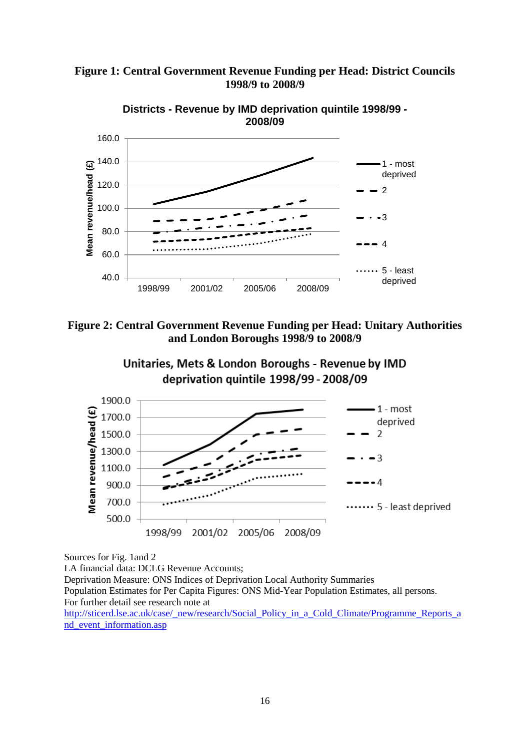**Figure 1: Central Government Revenue Funding per Head: District Councils 1998/9 to 2008/9**

**Figure 2: Central Government Revenue Funding per Head: Unitary Authorities and London Boroughs 1998/9 to 2008/9**

Sources for Fig. 1and 2

LA financial data: DCLG Revenue Accounts;

Deprivation Measure: ONS Indices of Deprivation Local Authority Summaries

Population Estimates for Per Capita Figures: ONS Mid-Year Population Estimates, all persons.

For further detail see research note at

http://sticerd.lse.ac.uk/case/_new/research/Social_Policy_in_a_Cold_Climate/Programme_Reports_and_event_information.asp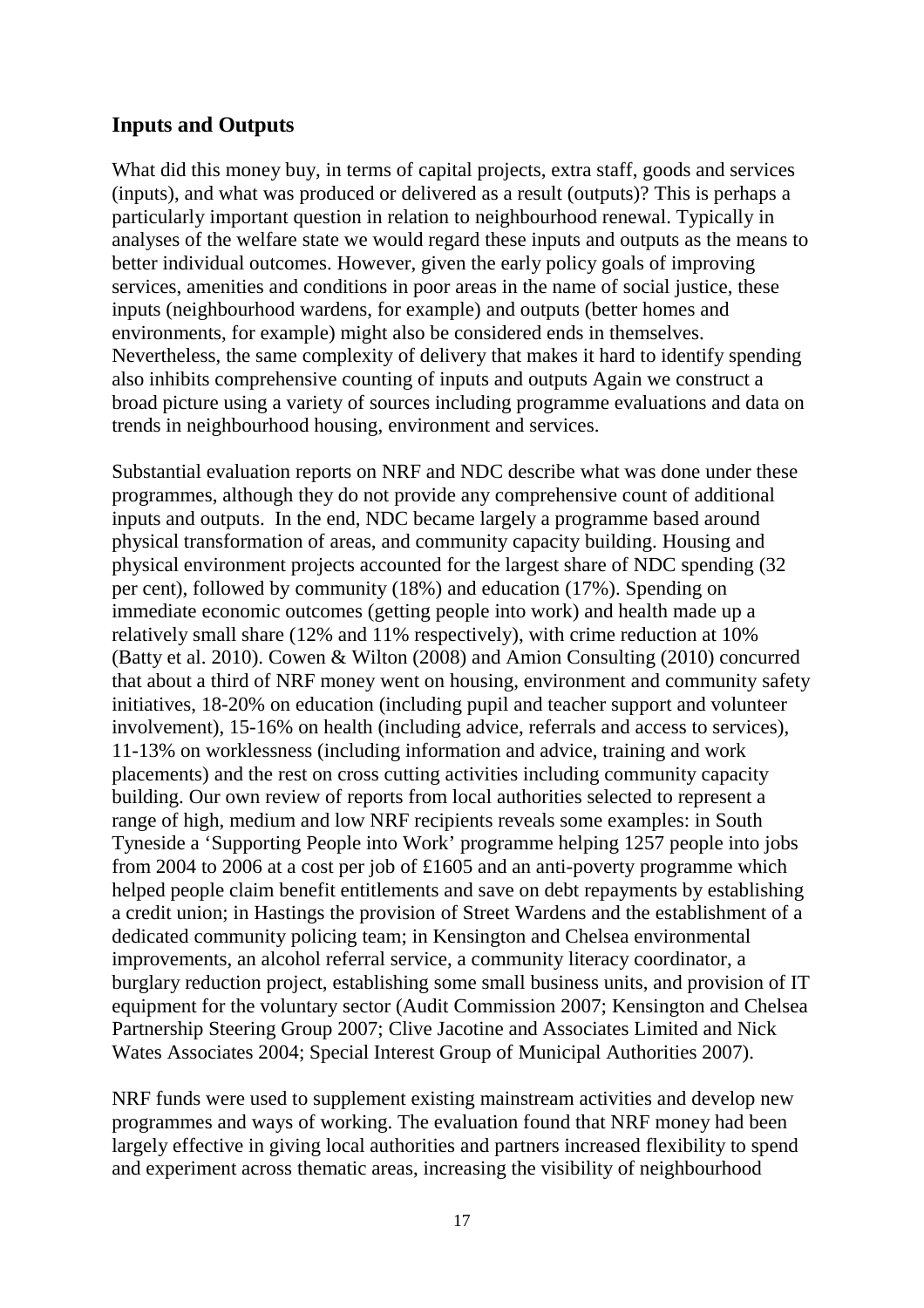## Inputs and Outputs

What did this money buy, in terms of capital projects, extra staff, goods and services (inputs), and what was produced or delivered as a result (outputs)? This is perhaps a particularly important question in relation to neighbourhood renewal. Typically in analyses of the welfare state we would regard these inputs and outputs as the means to better individual outcomes. However, given the early policy goals of improving services, amenities and conditions in poor areas in the name of social justice, these inputs (neighbourhood wardens, for example) and outputs (better homes and environments, for example) might also be considered ends in themselves. Nevertheless, the same complexity of delivery that makes it hard to identify spending also inhibits comprehensive counting of inputs and outputs Again we construct a broad picture using a variety of sources including programme evaluations and data on trends in neighbourhood housing, environment and services.

Substantial evaluation reports on NRF and NDC describe what was done under these programmes, although they do not provide any comprehensive count of additional inputs and outputs. In the end, NDC became largely a programme based around physical transformation of areas, and community capacity building. Housing and physical environment projects accounted for the largest share of NDC spending (32 per cent), followed by community (18%) and education (17%). Spending on immediate economic outcomes (getting people into work) and health made up a relatively small share (12% and 11% respectively), with crime reduction at 10% (Batty et al. 2010). Cowen & Wilton (2008) and Amion Consulting (2010) concurred that about a third of NRF money went on housing, environment and community safety initiatives, 18-20% on education (including pupil and teacher support and volunteer involvement), 15-16% on health (including advice, referrals and access to services), 11-13% on worklessness (including information and advice, training and work placements) and the rest on cross cutting activities including community capacity building. Our own review of reports from local authorities selected to represent a range of high, medium and low NRF recipients reveals some examples: in South Tyneside a 'Supporting People into Work' programme helping 1257 people into jobs from 2004 to 2006 at a cost per job of £1605 and an anti-poverty programme which helped people claim benefit entitlements and save on debt repayments by establishing a credit union; in Hastings the provision of Street Wardens and the establishment of a dedicated community policing team; in Kensington and Chelsea environmental improvements, an alcohol referral service, a community literacy coordinator, a burglary reduction project, establishing some small business units, and provision of IT equipment for the voluntary sector (Audit Commission 2007; Kensington and Chelsea Partnership Steering Group 2007; Clive Jacotine and Associates Limited and Nick Wates Associates 2004; Special Interest Group of Municipal Authorities 2007).

NRF funds were used to supplement existing mainstream activities and develop new programmes and ways of working. The evaluation found that NRF money had been largely effective in giving local authorities and partners increased flexibility to spend and experiment across thematic areas, increasing the visibility of neighbourhood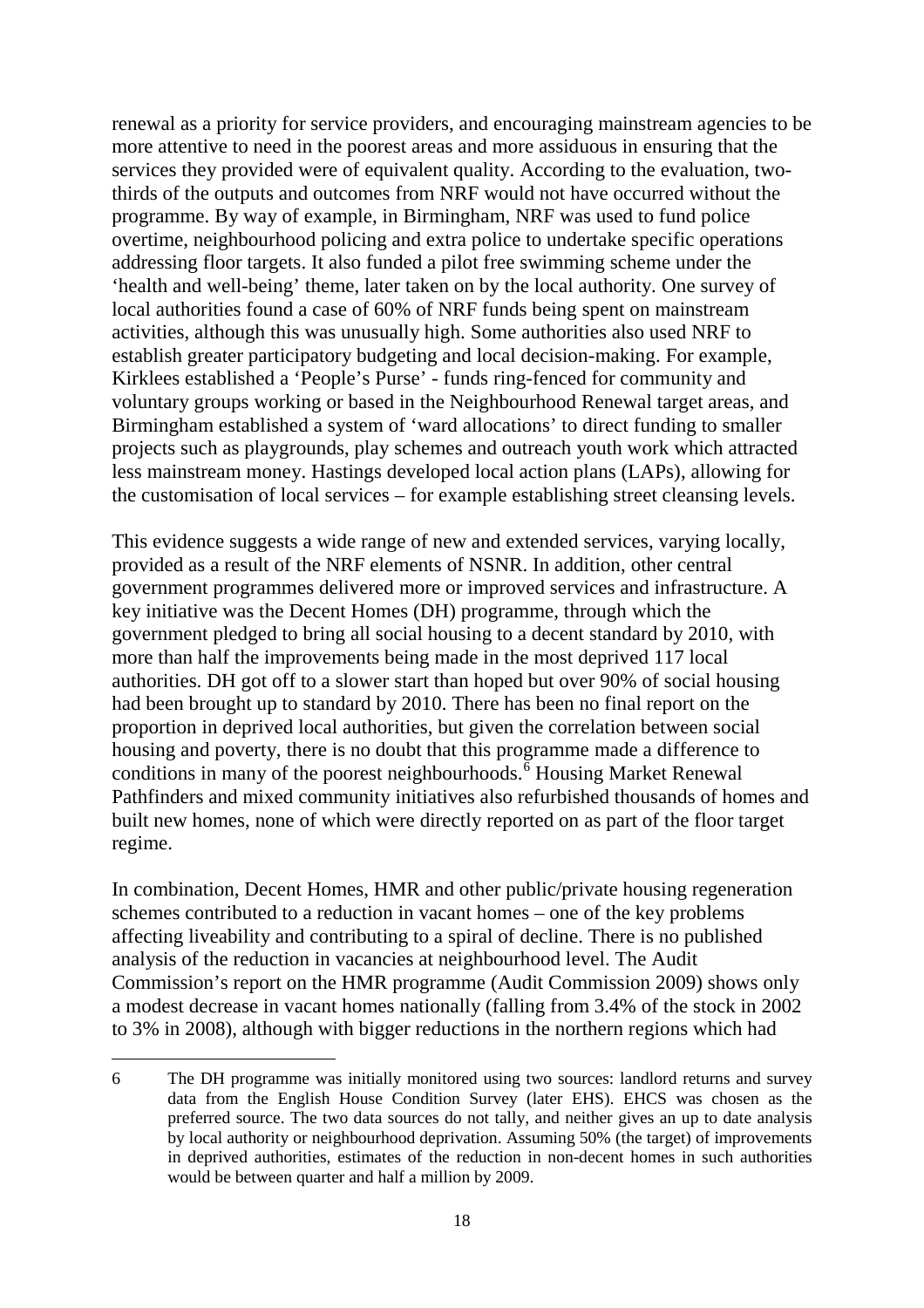renewal as a priority for service providers, and encouraging mainstream agencies to be more attentive to need in the poorest areas and more assiduous in ensuring that the services they provided were of equivalent quality. According to the evaluation, two-thirds of the outputs and outcomes from NRF would not have occurred without the programme. By way of example, in Birmingham, NRF was used to fund police overtime, neighbourhood policing and extra police to undertake specific operations addressing floor targets. It also funded a pilot free swimming scheme under the 'health and well-being' theme, later taken on by the local authority. One survey of local authorities found a case of 60% of NRF funds being spent on mainstream activities, although this was unusually high. Some authorities also used NRF to establish greater participatory budgeting and local decision-making. For example, Kirklees established a 'People's Purse' - funds ring-fenced for community and voluntary groups working or based in the Neighbourhood Renewal target areas, and Birmingham established a system of 'ward allocations' to direct funding to smaller projects such as playgrounds, play schemes and outreach youth work which attracted less mainstream money. Hastings developed local action plans (LAPs), allowing for the customisation of local services – for example establishing street cleansing levels.

This evidence suggests a wide range of new and extended services, varying locally, provided as a result of the NRF elements of NSNR. In addition, other central government programmes delivered more or improved services and infrastructure. A key initiative was the Decent Homes (DH) programme, through which the government pledged to bring all social housing to a decent standard by 2010, with more than half the improvements being made in the most deprived 117 local authorities. DH got off to a slower start than hoped but over 90% of social housing had been brought up to standard by 2010. There has been no final report on the proportion in deprived local authorities, but given the correlation between social housing and poverty, there is no doubt that this programme made a difference to conditions in many of the poorest neighbourhoods.[6] Housing Market Renewal Pathfinders and mixed community initiatives also refurbished thousands of homes and built new homes, none of which were directly reported on as part of the floor target regime.

In combination, Decent Homes, HMR and other public/private housing regeneration schemes contributed to a reduction in vacant homes – one of the key problems affecting liveability and contributing to a spiral of decline. There is no published analysis of the reduction in vacancies at neighbourhood level. The Audit Commission's report on the HMR programme (Audit Commission 2009) shows only a modest decrease in vacant homes nationally (falling from 3.4% of the stock in 2002 to 3% in 2008), although with bigger reductions in the northern regions which had

6 The DH programme was initially monitored using two sources: landlord returns and survey data from the English House Condition Survey (later EHS). EHCS was chosen as the preferred source. The two data sources do not tally, and neither gives an up to date analysis by local authority or neighbourhood deprivation. Assuming 50% (the target) of improvements in deprived authorities, estimates of the reduction in non-decent homes in such authorities would be between quarter and half a million by 2009.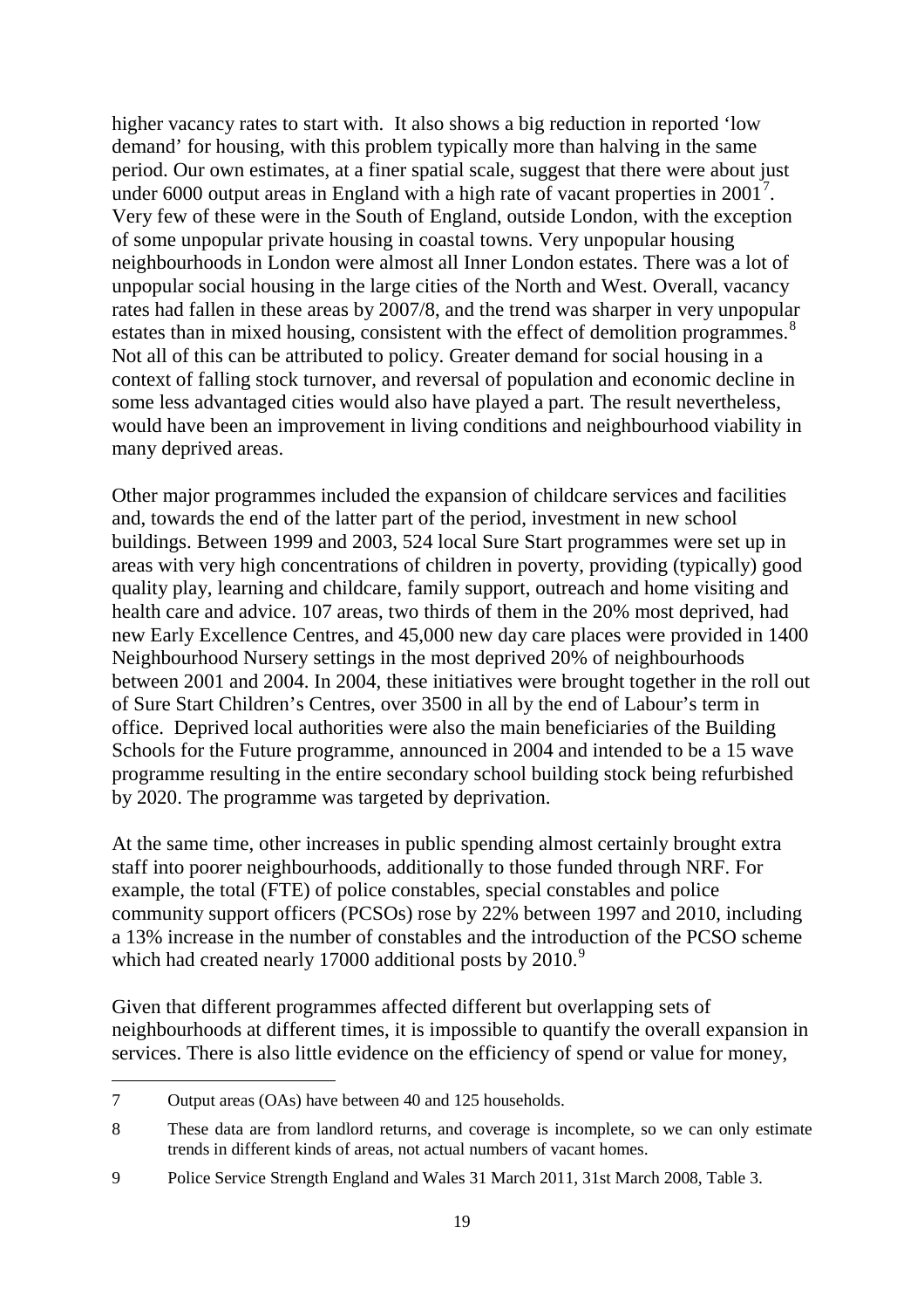higher vacancy rates to start with. It also shows a big reduction in reported 'low demand' for housing, with this problem typically more than halving in the same period. Our own estimates, at a finer spatial scale, suggest that there were about just under 6000 output areas in England with a high rate of vacant properties in 2001[7]. Very few of these were in the South of England, outside London, with the exception of some unpopular private housing in coastal towns. Very unpopular housing neighbourhoods in London were almost all Inner London estates. There was a lot of unpopular social housing in the large cities of the North and West. Overall, vacancy rates had fallen in these areas by 2007/8, and the trend was sharper in very unpopular estates than in mixed housing, consistent with the effect of demolition programmes.[8] Not all of this can be attributed to policy. Greater demand for social housing in a context of falling stock turnover, and reversal of population and economic decline in some less advantaged cities would also have played a part. The result nevertheless, would have been an improvement in living conditions and neighbourhood viability in many deprived areas.

Other major programmes included the expansion of childcare services and facilities and, towards the end of the latter part of the period, investment in new school buildings. Between 1999 and 2003, 524 local Sure Start programmes were set up in areas with very high concentrations of children in poverty, providing (typically) good quality play, learning and childcare, family support, outreach and home visiting and health care and advice. 107 areas, two thirds of them in the 20% most deprived, had new Early Excellence Centres, and 45,000 new day care places were provided in 1400 Neighbourhood Nursery settings in the most deprived 20% of neighbourhoods between 2001 and 2004. In 2004, these initiatives were brought together in the roll out of Sure Start Children's Centres, over 3500 in all by the end of Labour's term in office. Deprived local authorities were also the main beneficiaries of the Building Schools for the Future programme, announced in 2004 and intended to be a 15 wave programme resulting in the entire secondary school building stock being refurbished by 2020. The programme was targeted by deprivation.

At the same time, other increases in public spending almost certainly brought extra staff into poorer neighbourhoods, additionally to those funded through NRF. For example, the total (FTE) of police constables, special constables and police community support officers (PCSOs) rose by 22% between 1997 and 2010, including a 13% increase in the number of constables and the introduction of the PCSO scheme which had created nearly 17000 additional posts by 2010.[9]

Given that different programmes affected different but overlapping sets of neighbourhoods at different times, it is impossible to quantify the overall expansion in services. There is also little evidence on the efficiency of spend or value for money,

---

7 Output areas (OAs) have between 40 and 125 households.

8 These data are from landlord returns, and coverage is incomplete, so we can only estimate trends in different kinds of areas, not actual numbers of vacant homes.

9 Police Service Strength England and Wales 31 March 2011, 31st March 2008, Table 3.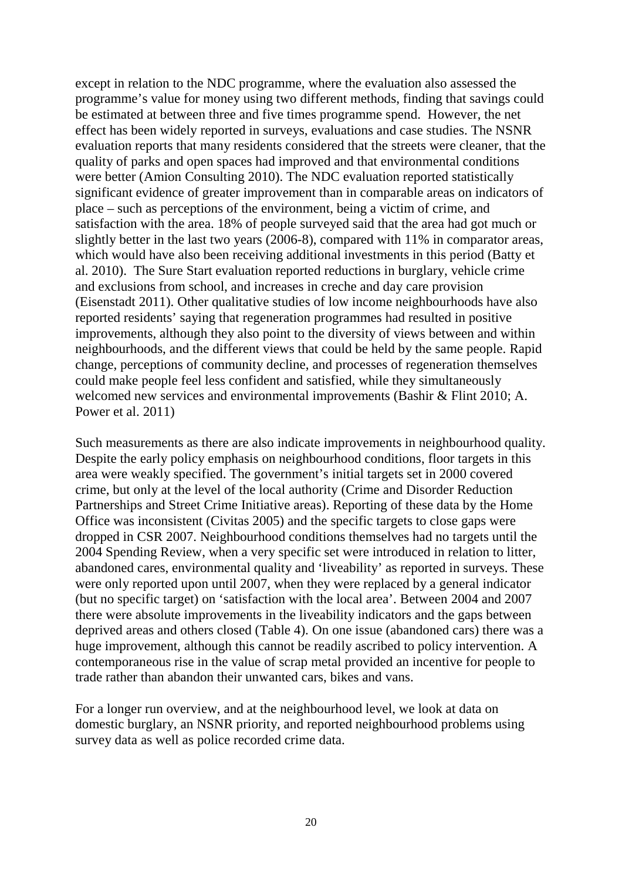except in relation to the NDC programme, where the evaluation also assessed the programme's value for money using two different methods, finding that savings could be estimated at between three and five times programme spend. However, the net effect has been widely reported in surveys, evaluations and case studies. The NSNR evaluation reports that many residents considered that the streets were cleaner, that the quality of parks and open spaces had improved and that environmental conditions were better (Amion Consulting 2010). The NDC evaluation reported statistically significant evidence of greater improvement than in comparable areas on indicators of place – such as perceptions of the environment, being a victim of crime, and satisfaction with the area. 18% of people surveyed said that the area had got much or slightly better in the last two years (2006-8), compared with 11% in comparator areas, which would have also been receiving additional investments in this period (Batty et al. 2010). The Sure Start evaluation reported reductions in burglary, vehicle crime and exclusions from school, and increases in creche and day care provision (Eisenstadt 2011). Other qualitative studies of low income neighbourhoods have also reported residents' saying that regeneration programmes had resulted in positive improvements, although they also point to the diversity of views between and within neighbourhoods, and the different views that could be held by the same people. Rapid change, perceptions of community decline, and processes of regeneration themselves could make people feel less confident and satisfied, while they simultaneously welcomed new services and environmental improvements (Bashir & Flint 2010; A. Power et al. 2011)

Such measurements as there are also indicate improvements in neighbourhood quality. Despite the early policy emphasis on neighbourhood conditions, floor targets in this area were weakly specified. The government's initial targets set in 2000 covered crime, but only at the level of the local authority (Crime and Disorder Reduction Partnerships and Street Crime Initiative areas). Reporting of these data by the Home Office was inconsistent (Civitas 2005) and the specific targets to close gaps were dropped in CSR 2007. Neighbourhood conditions themselves had no targets until the 2004 Spending Review, when a very specific set were introduced in relation to litter, abandoned cares, environmental quality and 'liveability' as reported in surveys. These were only reported upon until 2007, when they were replaced by a general indicator (but no specific target) on 'satisfaction with the local area'. Between 2004 and 2007 there were absolute improvements in the liveability indicators and the gaps between deprived areas and others closed (Table 4). On one issue (abandoned cars) there was a huge improvement, although this cannot be readily ascribed to policy intervention. A contemporaneous rise in the value of scrap metal provided an incentive for people to trade rather than abandon their unwanted cars, bikes and vans.

For a longer run overview, and at the neighbourhood level, we look at data on domestic burglary, an NSNR priority, and reported neighbourhood problems using survey data as well as police recorded crime data.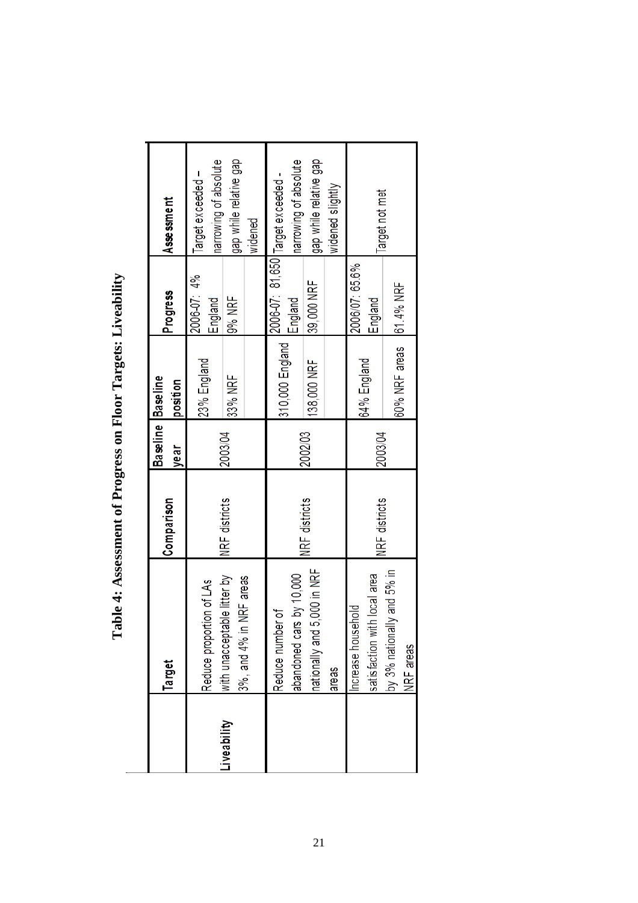# Table 4: Assessment of Progress on Floor Targets: Liveability

| | Target | Comparison | Baseline year | Baseline position | Progress | Assessment |
|---|---|---|---|---|---|---|
| Liveability | Reduce proportion of LAs with unacceptable litter by 3%, and 4% in NRF areas | NRF districts | 2003/04 | 23% England<br>33% NRF | 2006-07: 4% England<br>9% NRF | Target exceeded – narrowing of absolute gap while relative gap widened |
| | Reduce number of abandoned cars by 10,000 nationally and 5,000 in NRF areas | NRF districts | 2002/03 | 310,000 England<br>138,000 NRF | 2006-07: 81,650 England<br>39,000 NRF | Target exceeded - narrowing of absolute gap while relative gap widened slightly |
| | Increase household satisfaction with local area by 3% nationally and 5% in NRF areas | NRF districts | 2003/04 | 64% England<br>60% NRF areas | 2006/07: 65.6% England<br>61.4% NRF | Target not met |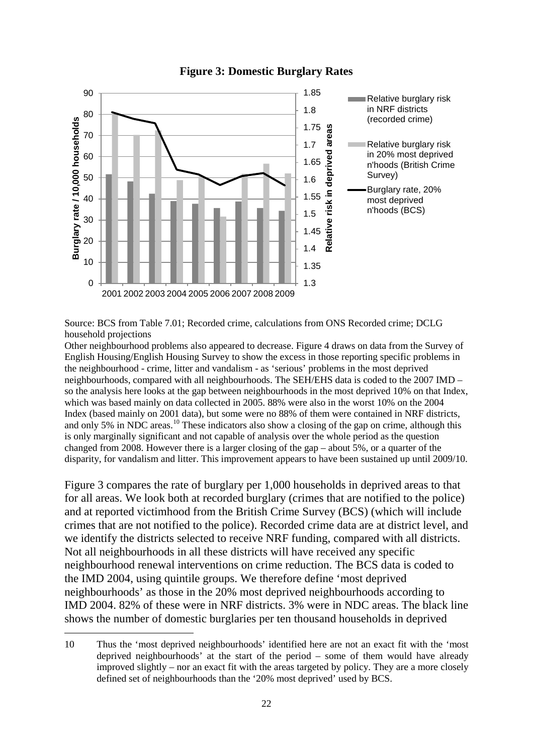**Figure 3: Domestic Burglary Rates**

Source: BCS from Table 7.01; Recorded crime, calculations from ONS Recorded crime; DCLG household projections

Other neighbourhood problems also appeared to decrease. Figure 4 draws on data from the Survey of English Housing/English Housing Survey to show the excess in those reporting specific problems in the neighbourhood - crime, litter and vandalism - as 'serious' problems in the most deprived neighbourhoods, compared with all neighbourhoods. The SEH/EHS data is coded to the 2007 IMD – so the analysis here looks at the gap between neighbourhoods in the most deprived 10% on that Index, which was based mainly on data collected in 2005. 88% were also in the worst 10% on the 2004 Index (based mainly on 2001 data), but some were no 88% of them were contained in NRF districts, and only 5% in NDC areas.[10] These indicators also show a closing of the gap on crime, although this is only marginally significant and not capable of analysis over the whole period as the question changed from 2008. However there is a larger closing of the gap – about 5%, or a quarter of the disparity, for vandalism and litter. This improvement appears to have been sustained up until 2009/10.

Figure 3 compares the rate of burglary per 1,000 households in deprived areas to that for all areas. We look both at recorded burglary (crimes that are notified to the police) and at reported victimhood from the British Crime Survey (BCS) (which will include crimes that are not notified to the police). Recorded crime data are at district level, and we identify the districts selected to receive NRF funding, compared with all districts. Not all neighbourhoods in all these districts will have received any specific neighbourhood renewal interventions on crime reduction. The BCS data is coded to the IMD 2004, using quintile groups. We therefore define 'most deprived neighbourhoods' as those in the 20% most deprived neighbourhoods according to IMD 2004. 82% of these were in NRF districts. 3% were in NDC areas. The black line shows the number of domestic burglaries per ten thousand households in deprived

---

10 Thus the 'most deprived neighbourhoods' identified here are not an exact fit with the 'most deprived neighbourhoods' at the start of the period – some of them would have already improved slightly – nor an exact fit with the areas targeted by policy. They are a more closely defined set of neighbourhoods than the '20% most deprived' used by BCS.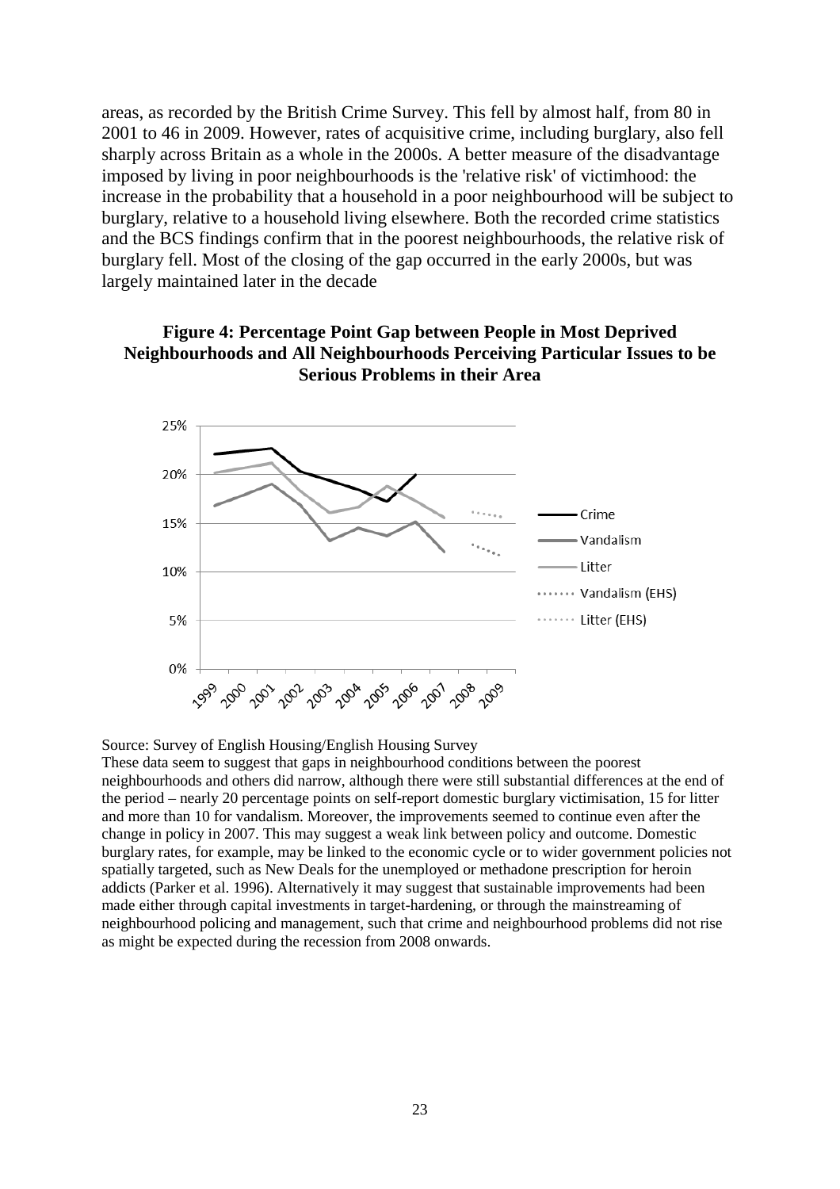areas, as recorded by the British Crime Survey. This fell by almost half, from 80 in 2001 to 46 in 2009. However, rates of acquisitive crime, including burglary, also fell sharply across Britain as a whole in the 2000s. A better measure of the disadvantage imposed by living in poor neighbourhoods is the 'relative risk' of victimhood: the increase in the probability that a household in a poor neighbourhood will be subject to burglary, relative to a household living elsewhere. Both the recorded crime statistics and the BCS findings confirm that in the poorest neighbourhoods, the relative risk of burglary fell. Most of the closing of the gap occurred in the early 2000s, but was largely maintained later in the decade

**Figure 4: Percentage Point Gap between People in Most Deprived Neighbourhoods and All Neighbourhoods Perceiving Particular Issues to be Serious Problems in their Area**

Source: Survey of English Housing/English Housing Survey

These data seem to suggest that gaps in neighbourhood conditions between the poorest neighbourhoods and others did narrow, although there were still substantial differences at the end of the period – nearly 20 percentage points on self-report domestic burglary victimisation, 15 for litter and more than 10 for vandalism. Moreover, the improvements seemed to continue even after the change in policy in 2007. This may suggest a weak link between policy and outcome. Domestic burglary rates, for example, may be linked to the economic cycle or to wider government policies not spatially targeted, such as New Deals for the unemployed or methadone prescription for heroin addicts (Parker et al. 1996). Alternatively it may suggest that sustainable improvements had been made either through capital investments in target-hardening, or through the mainstreaming of neighbourhood policing and management, such that crime and neighbourhood problems did not rise as might be expected during the recession from 2008 onwards.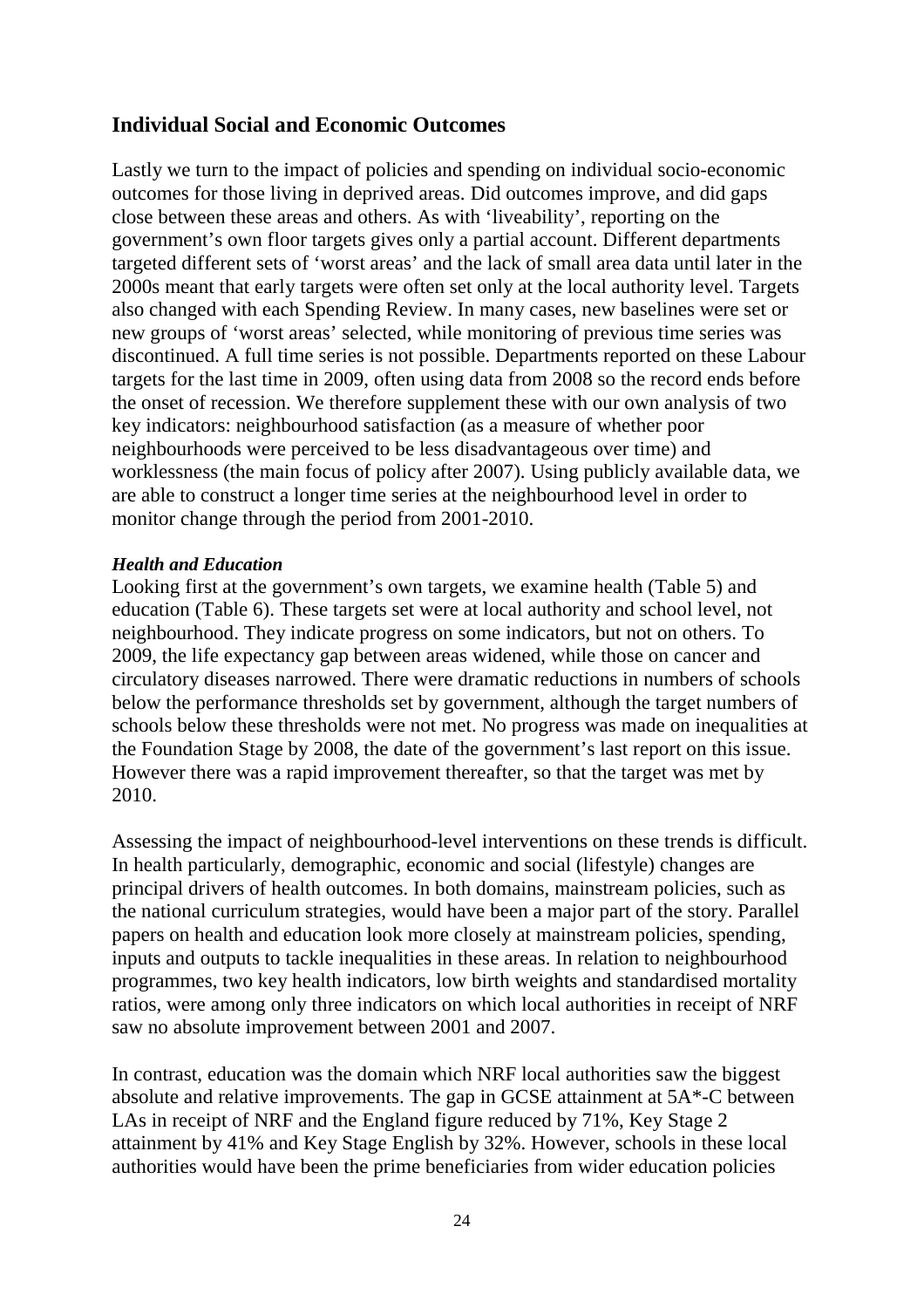## Individual Social and Economic Outcomes

Lastly we turn to the impact of policies and spending on individual socio-economic outcomes for those living in deprived areas. Did outcomes improve, and did gaps close between these areas and others. As with 'liveability', reporting on the government's own floor targets gives only a partial account. Different departments targeted different sets of 'worst areas' and the lack of small area data until later in the 2000s meant that early targets were often set only at the local authority level. Targets also changed with each Spending Review. In many cases, new baselines were set or new groups of 'worst areas' selected, while monitoring of previous time series was discontinued. A full time series is not possible. Departments reported on these Labour targets for the last time in 2009, often using data from 2008 so the record ends before the onset of recession. We therefore supplement these with our own analysis of two key indicators: neighbourhood satisfaction (as a measure of whether poor neighbourhoods were perceived to be less disadvantageous over time) and worklessness (the main focus of policy after 2007). Using publicly available data, we are able to construct a longer time series at the neighbourhood level in order to monitor change through the period from 2001-2010.

***Health and Education***

Looking first at the government's own targets, we examine health (Table 5) and education (Table 6). These targets set were at local authority and school level, not neighbourhood. They indicate progress on some indicators, but not on others. To 2009, the life expectancy gap between areas widened, while those on cancer and circulatory diseases narrowed. There were dramatic reductions in numbers of schools below the performance thresholds set by government, although the target numbers of schools below these thresholds were not met. No progress was made on inequalities at the Foundation Stage by 2008, the date of the government's last report on this issue. However there was a rapid improvement thereafter, so that the target was met by 2010.

Assessing the impact of neighbourhood-level interventions on these trends is difficult. In health particularly, demographic, economic and social (lifestyle) changes are principal drivers of health outcomes. In both domains, mainstream policies, such as the national curriculum strategies, would have been a major part of the story. Parallel papers on health and education look more closely at mainstream policies, spending, inputs and outputs to tackle inequalities in these areas. In relation to neighbourhood programmes, two key health indicators, low birth weights and standardised mortality ratios, were among only three indicators on which local authorities in receipt of NRF saw no absolute improvement between 2001 and 2007.

In contrast, education was the domain which NRF local authorities saw the biggest absolute and relative improvements. The gap in GCSE attainment at 5A*-C between LAs in receipt of NRF and the England figure reduced by 71%, Key Stage 2 attainment by 41% and Key Stage English by 32%. However, schools in these local authorities would have been the prime beneficiaries from wider education policies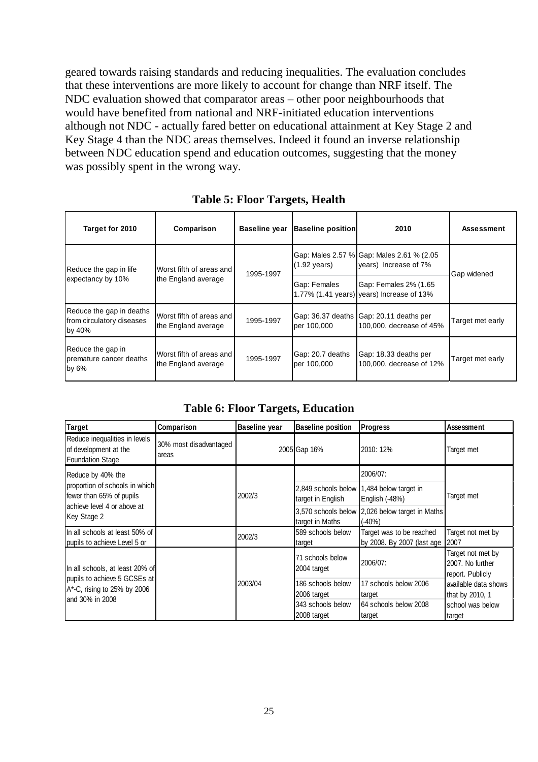geared towards raising standards and reducing inequalities. The evaluation concludes that these interventions are more likely to account for change than NRF itself. The NDC evaluation showed that comparator areas – other poor neighbourhoods that would have benefited from national and NRF-initiated education interventions although not NDC - actually fared better on educational attainment at Key Stage 2 and Key Stage 4 than the NDC areas themselves. Indeed it found an inverse relationship between NDC education spend and education outcomes, suggesting that the money was possibly spent in the wrong way.

**Table 5: Floor Targets, Health**

| Target for 2010 | Comparison | Baseline year | Baseline position | 2010 | Assessment |
|---|---|---|---|---|---|
| Reduce the gap in life expectancy by 10% | Worst fifth of areas and the England average | 1995-1997 | Gap: Males 2.57 % (1.92 years) | Gap: Males 2.61 % (2.05 years) Increase of 7% | Gap widened |
| | | | Gap: Females 1.77% (1.41 years) | Gap: Females 2% (1.65 years) Increase of 13% | |
| Reduce the gap in deaths from circulatory diseases by 40% | Worst fifth of areas and the England average | 1995-1997 | Gap: 36.37 deaths per 100,000 | Gap: 20.11 deaths per 100,000, decrease of 45% | Target met early |
| Reduce the gap in premature cancer deaths by 6% | Worst fifth of areas and the England average | 1995-1997 | Gap: 20.7 deaths per 100,000 | Gap: 18.33 deaths per 100,000, decrease of 12% | Target met early |

**Table 6: Floor Targets, Education**

| Target | Comparison | Baseline year | Baseline position | Progress | Assessment |
|---|---|---|---|---|---|
| Reduce inequalities in levels of development at the Foundation Stage | 30% most disadvantaged areas | 2005 | Gap 16% | 2010: 12% | Target met |
| Reduce by 40% the proportion of schools in which fewer than 65% of pupils achieve level 4 or above at Key Stage 2 | | 2002/3 | | 2006/07: | Target met |
| | | | 2,849 schools below target in English | 1,484 below target in English (-48%) | |
| | | | 3,570 schools below target in Maths | 2,026 below target in Maths (-40%) | |
| In all schools at least 50% of pupils to achieve Level 5 or | | 2002/3 | 589 schools below target | Target was to be reached by 2008. By 2007 (last age | Target not met by 2007 |
| In all schools, at least 20% of pupils to achieve 5 GCSEs at A*-C, rising to 25% by 2006 and 30% in 2008 | | 2003/04 | 71 schools below 2004 target | 2006/07: | Target not met by 2007. No further report. Publicly available data shows that by 2010, 1 school was below target |
| | | | 186 schools below 2006 target | 17 schools below 2006 target | |
| | | | 343 schools below 2008 target | 64 schools below 2008 target | |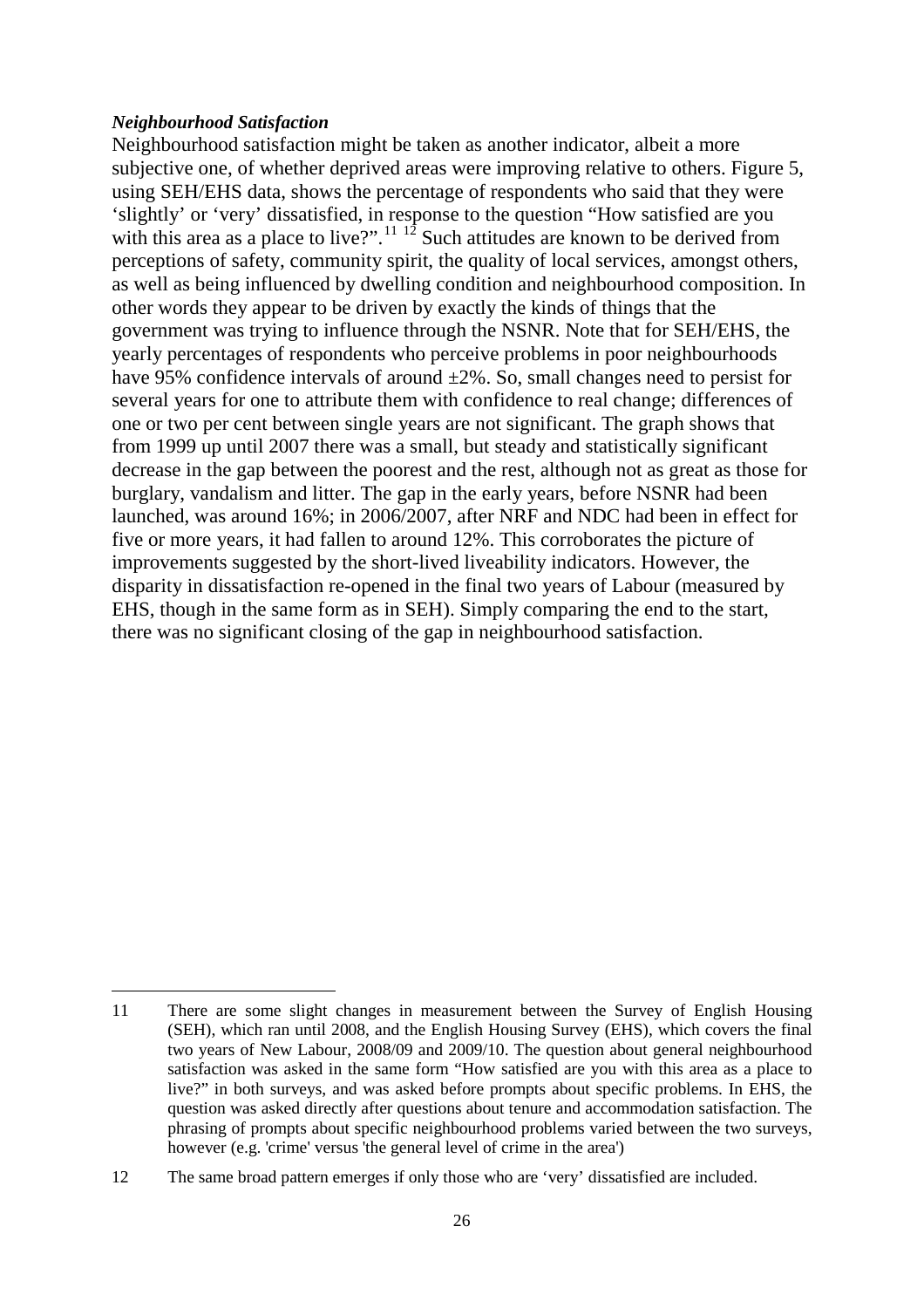***Neighbourhood Satisfaction***

Neighbourhood satisfaction might be taken as another indicator, albeit a more subjective one, of whether deprived areas were improving relative to others. Figure 5, using SEH/EHS data, shows the percentage of respondents who said that they were 'slightly' or 'very' dissatisfied, in response to the question "How satisfied are you with this area as a place to live?".[11] [12] Such attitudes are known to be derived from perceptions of safety, community spirit, the quality of local services, amongst others, as well as being influenced by dwelling condition and neighbourhood composition. In other words they appear to be driven by exactly the kinds of things that the government was trying to influence through the NSNR. Note that for SEH/EHS, the yearly percentages of respondents who perceive problems in poor neighbourhoods have 95% confidence intervals of around ±2%. So, small changes need to persist for several years for one to attribute them with confidence to real change; differences of one or two per cent between single years are not significant. The graph shows that from 1999 up until 2007 there was a small, but steady and statistically significant decrease in the gap between the poorest and the rest, although not as great as those for burglary, vandalism and litter. The gap in the early years, before NSNR had been launched, was around 16%; in 2006/2007, after NRF and NDC had been in effect for five or more years, it had fallen to around 12%. This corroborates the picture of improvements suggested by the short-lived liveability indicators. However, the disparity in dissatisfaction re-opened in the final two years of Labour (measured by EHS, though in the same form as in SEH). Simply comparing the end to the start, there was no significant closing of the gap in neighbourhood satisfaction.

---

11 There are some slight changes in measurement between the Survey of English Housing (SEH), which ran until 2008, and the English Housing Survey (EHS), which covers the final two years of New Labour, 2008/09 and 2009/10. The question about general neighbourhood satisfaction was asked in the same form "How satisfied are you with this area as a place to live?" in both surveys, and was asked before prompts about specific problems. In EHS, the question was asked directly after questions about tenure and accommodation satisfaction. The phrasing of prompts about specific neighbourhood problems varied between the two surveys, however (e.g. 'crime' versus 'the general level of crime in the area')

12 The same broad pattern emerges if only those who are 'very' dissatisfied are included.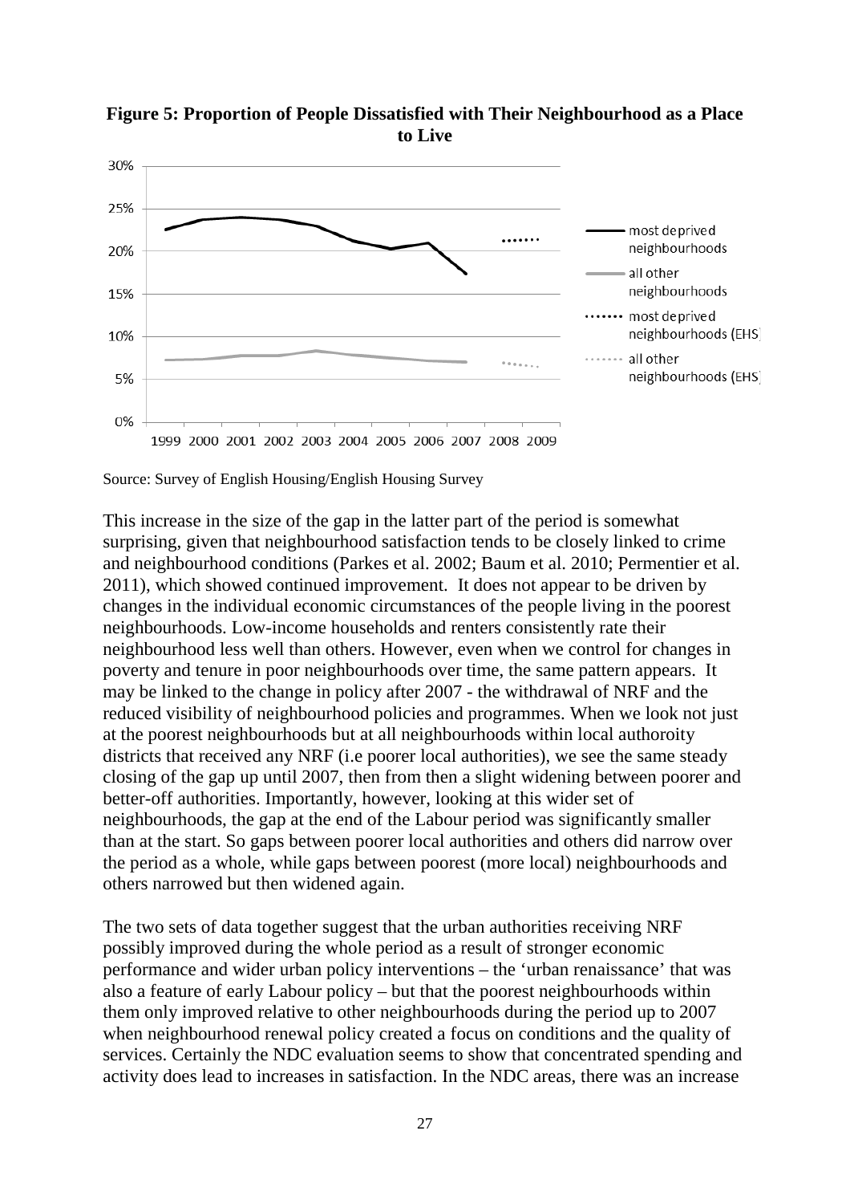**Figure 5: Proportion of People Dissatisfied with Their Neighbourhood as a Place to Live**

Source: Survey of English Housing/English Housing Survey

This increase in the size of the gap in the latter part of the period is somewhat surprising, given that neighbourhood satisfaction tends to be closely linked to crime and neighbourhood conditions (Parkes et al. 2002; Baum et al. 2010; Permentier et al. 2011), which showed continued improvement. It does not appear to be driven by changes in the individual economic circumstances of the people living in the poorest neighbourhoods. Low-income households and renters consistently rate their neighbourhood less well than others. However, even when we control for changes in poverty and tenure in poor neighbourhoods over time, the same pattern appears. It may be linked to the change in policy after 2007 - the withdrawal of NRF and the reduced visibility of neighbourhood policies and programmes. When we look not just at the poorest neighbourhoods but at all neighbourhoods within local authoroity districts that received any NRF (i.e poorer local authorities), we see the same steady closing of the gap up until 2007, then from then a slight widening between poorer and better-off authorities. Importantly, however, looking at this wider set of neighbourhoods, the gap at the end of the Labour period was significantly smaller than at the start. So gaps between poorer local authorities and others did narrow over the period as a whole, while gaps between poorest (more local) neighbourhoods and others narrowed but then widened again.

The two sets of data together suggest that the urban authorities receiving NRF possibly improved during the whole period as a result of stronger economic performance and wider urban policy interventions – the 'urban renaissance' that was also a feature of early Labour policy – but that the poorest neighbourhoods within them only improved relative to other neighbourhoods during the period up to 2007 when neighbourhood renewal policy created a focus on conditions and the quality of services. Certainly the NDC evaluation seems to show that concentrated spending and activity does lead to increases in satisfaction. In the NDC areas, there was an increase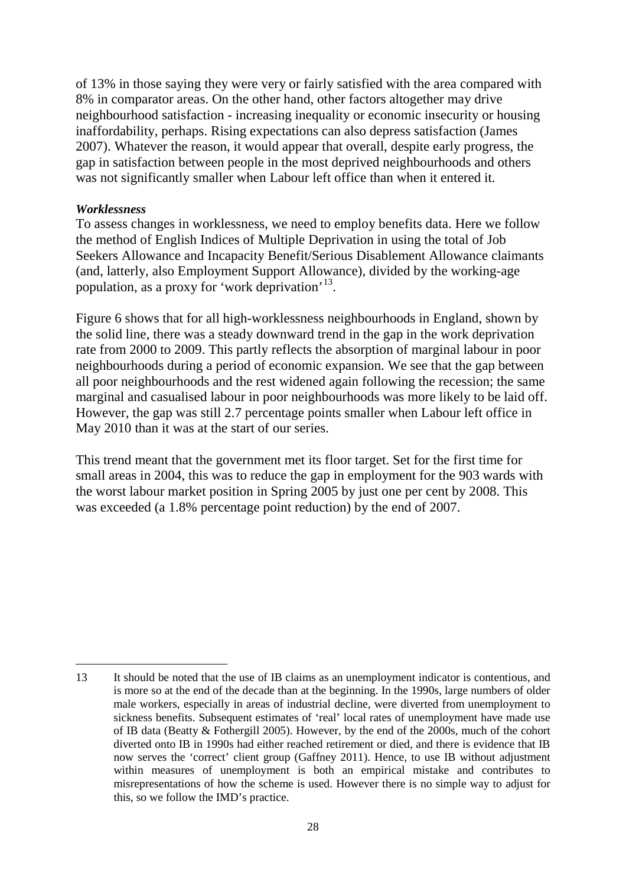of 13% in those saying they were very or fairly satisfied with the area compared with 8% in comparator areas. On the other hand, other factors altogether may drive neighbourhood satisfaction - increasing inequality or economic insecurity or housing inaffordability, perhaps. Rising expectations can also depress satisfaction (James 2007). Whatever the reason, it would appear that overall, despite early progress, the gap in satisfaction between people in the most deprived neighbourhoods and others was not significantly smaller when Labour left office than when it entered it.

***Worklessness***

To assess changes in worklessness, we need to employ benefits data. Here we follow the method of English Indices of Multiple Deprivation in using the total of Job Seekers Allowance and Incapacity Benefit/Serious Disablement Allowance claimants (and, latterly, also Employment Support Allowance), divided by the working-age population, as a proxy for 'work deprivation'[13].

Figure 6 shows that for all high-worklessness neighbourhoods in England, shown by the solid line, there was a steady downward trend in the gap in the work deprivation rate from 2000 to 2009. This partly reflects the absorption of marginal labour in poor neighbourhoods during a period of economic expansion. We see that the gap between all poor neighbourhoods and the rest widened again following the recession; the same marginal and casualised labour in poor neighbourhoods was more likely to be laid off. However, the gap was still 2.7 percentage points smaller when Labour left office in May 2010 than it was at the start of our series.

This trend meant that the government met its floor target. Set for the first time for small areas in 2004, this was to reduce the gap in employment for the 903 wards with the worst labour market position in Spring 2005 by just one per cent by 2008. This was exceeded (a 1.8% percentage point reduction) by the end of 2007.

---

13 It should be noted that the use of IB claims as an unemployment indicator is contentious, and is more so at the end of the decade than at the beginning. In the 1990s, large numbers of older male workers, especially in areas of industrial decline, were diverted from unemployment to sickness benefits. Subsequent estimates of 'real' local rates of unemployment have made use of IB data (Beatty & Fothergill 2005). However, by the end of the 2000s, much of the cohort diverted onto IB in 1990s had either reached retirement or died, and there is evidence that IB now serves the 'correct' client group (Gaffney 2011). Hence, to use IB without adjustment within measures of unemployment is both an empirical mistake and contributes to misrepresentations of how the scheme is used. However there is no simple way to adjust for this, so we follow the IMD's practice.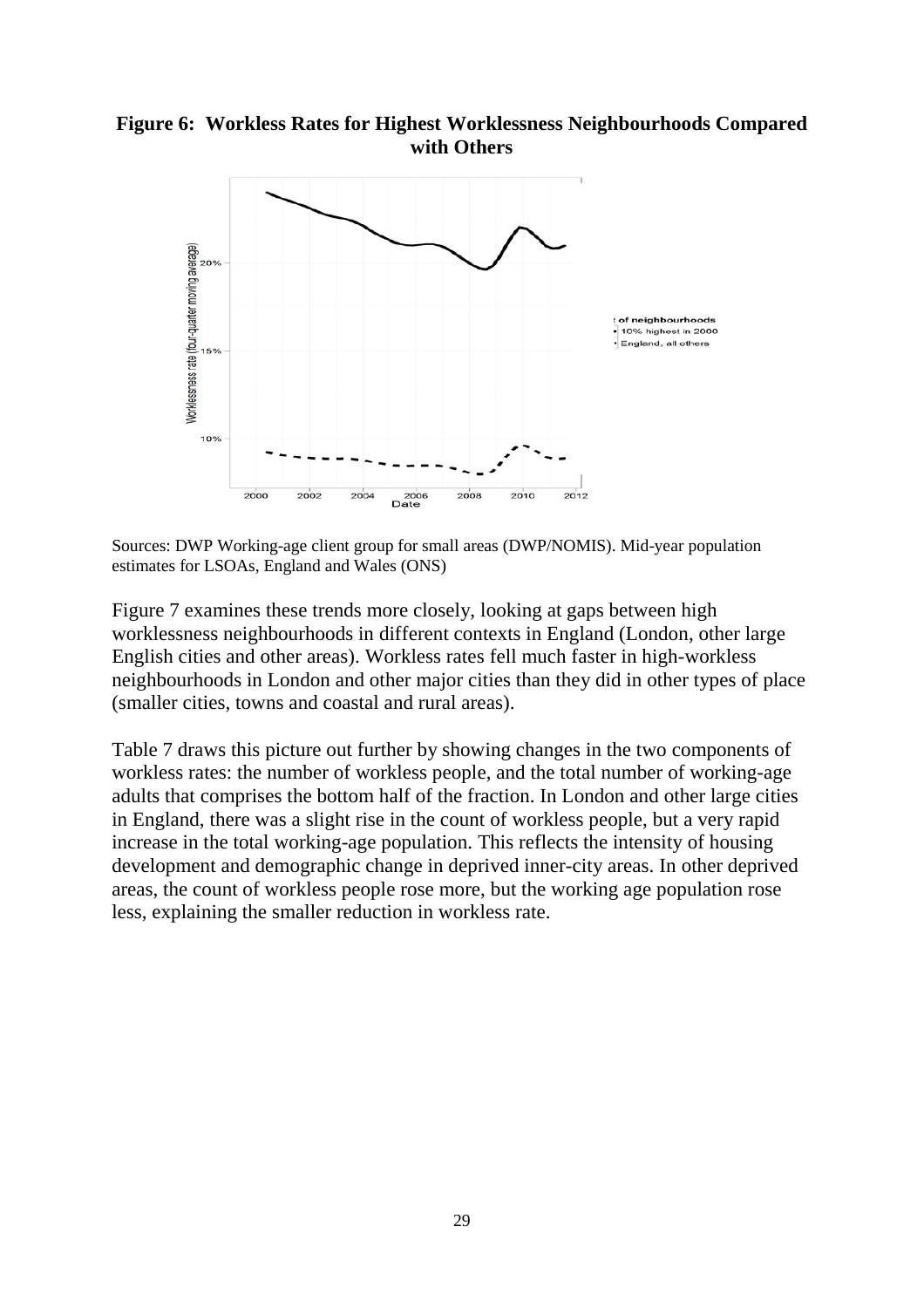**Figure 6: Workless Rates for Highest Worklessness Neighbourhoods Compared with Others**

Sources: DWP Working-age client group for small areas (DWP/NOMIS). Mid-year population estimates for LSOAs, England and Wales (ONS)

Figure 7 examines these trends more closely, looking at gaps between high worklessness neighbourhoods in different contexts in England (London, other large English cities and other areas). Workless rates fell much faster in high-workless neighbourhoods in London and other major cities than they did in other types of place (smaller cities, towns and coastal and rural areas).

Table 7 draws this picture out further by showing changes in the two components of workless rates: the number of workless people, and the total number of working-age adults that comprises the bottom half of the fraction. In London and other large cities in England, there was a slight rise in the count of workless people, but a very rapid increase in the total working-age population. This reflects the intensity of housing development and demographic change in deprived inner-city areas. In other deprived areas, the count of workless people rose more, but the working age population rose less, explaining the smaller reduction in workless rate.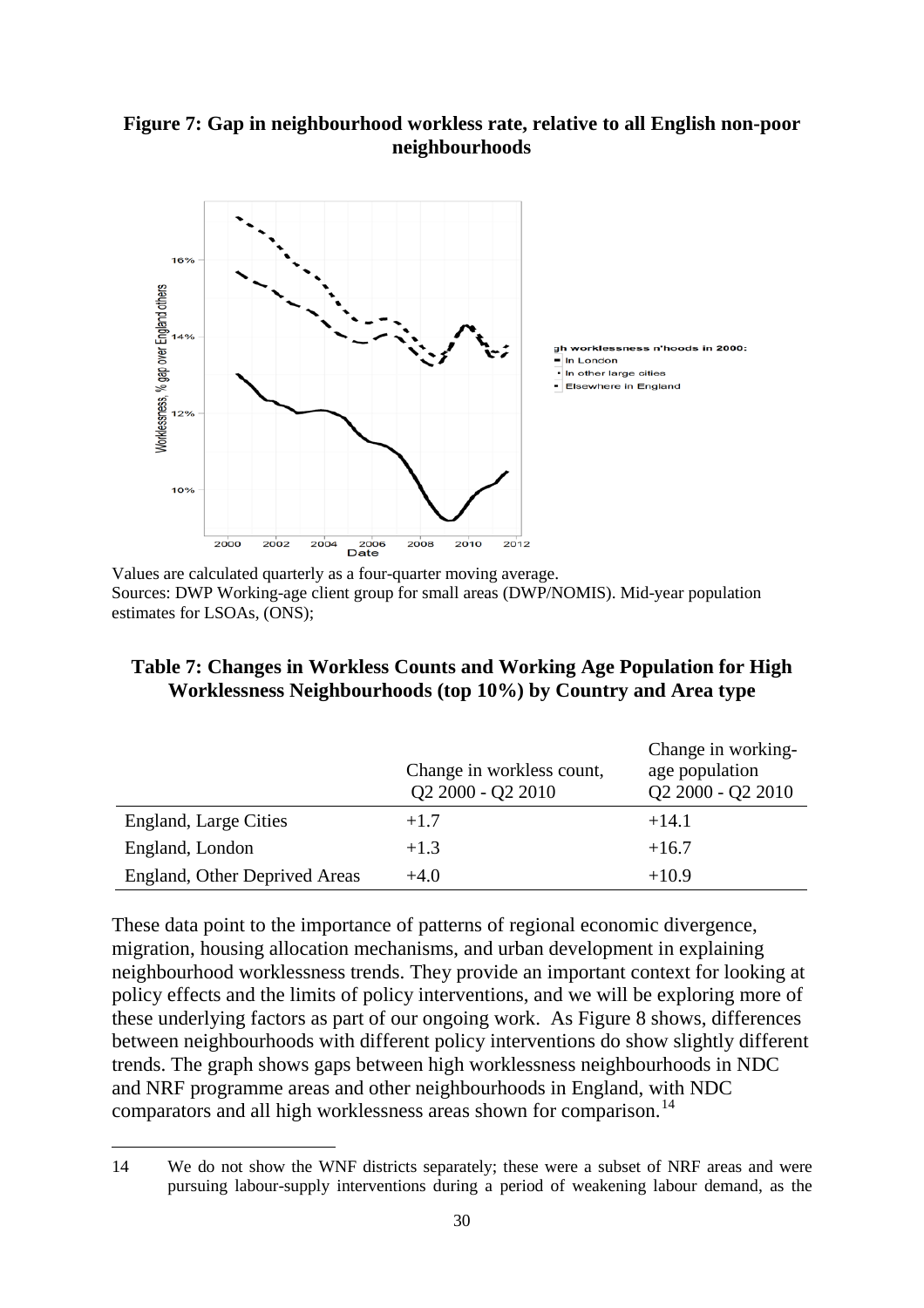**Figure 7: Gap in neighbourhood workless rate, relative to all English non-poor neighbourhoods**

Values are calculated quarterly as a four-quarter moving average.
Sources: DWP Working-age client group for small areas (DWP/NOMIS). Mid-year population estimates for LSOAs, (ONS);

**Table 7: Changes in Workless Counts and Working Age Population for High Worklessness Neighbourhoods (top 10%) by Country and Area type**

| | Change in workless count, Q2 2000 - Q2 2010 | Change in working-age population Q2 2000 - Q2 2010 |
|---|---|---|
| England, Large Cities | +1.7 | +14.1 |
| England, London | +1.3 | +16.7 |
| England, Other Deprived Areas | +4.0 | +10.9 |

These data point to the importance of patterns of regional economic divergence, migration, housing allocation mechanisms, and urban development in explaining neighbourhood worklessness trends. They provide an important context for looking at policy effects and the limits of policy interventions, and we will be exploring more of these underlying factors as part of our ongoing work. As Figure 8 shows, differences between neighbourhoods with different policy interventions do show slightly different trends. The graph shows gaps between high worklessness neighbourhoods in NDC and NRF programme areas and other neighbourhoods in England, with NDC comparators and all high worklessness areas shown for comparison.[14]

14 We do not show the WNF districts separately; these were a subset of NRF areas and were pursuing labour-supply interventions during a period of weakening labour demand, as the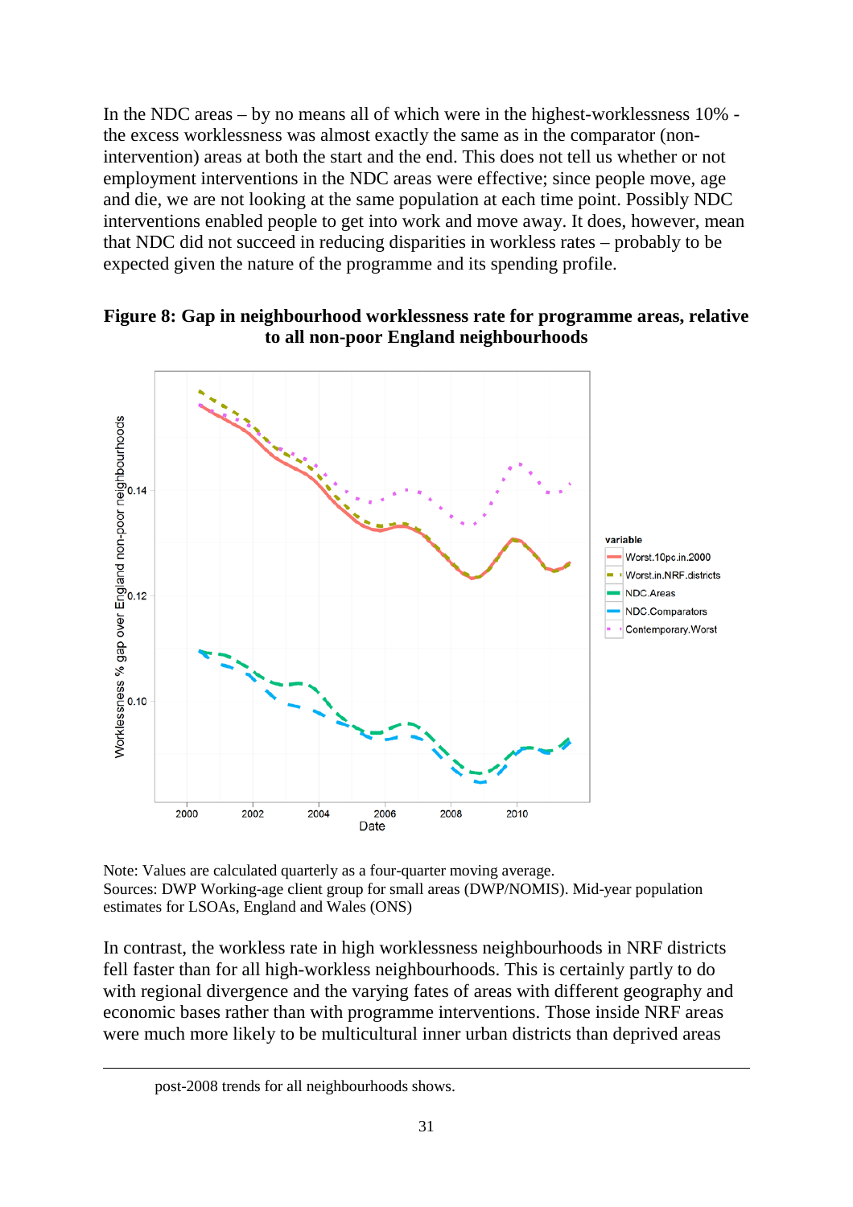In the NDC areas – by no means all of which were in the highest-worklessness 10% - the excess worklessness was almost exactly the same as in the comparator (non-intervention) areas at both the start and the end. This does not tell us whether or not employment interventions in the NDC areas were effective; since people move, age and die, we are not looking at the same population at each time point. Possibly NDC interventions enabled people to get into work and move away. It does, however, mean that NDC did not succeed in reducing disparities in workless rates – probably to be expected given the nature of the programme and its spending profile.

**Figure 8: Gap in neighbourhood worklessness rate for programme areas, relative to all non-poor England neighbourhoods**

Note: Values are calculated quarterly as a four-quarter moving average.
Sources: DWP Working-age client group for small areas (DWP/NOMIS). Mid-year population estimates for LSOAs, England and Wales (ONS)

In contrast, the workless rate in high worklessness neighbourhoods in NRF districts fell faster than for all high-workless neighbourhoods. This is certainly partly to do with regional divergence and the varying fates of areas with different geography and economic bases rather than with programme interventions. Those inside NRF areas were much more likely to be multicultural inner urban districts than deprived areas

post-2008 trends for all neighbourhoods shows.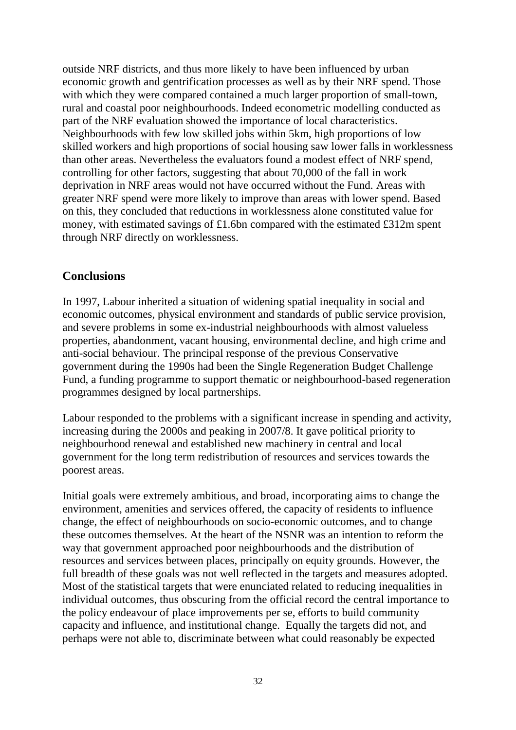outside NRF districts, and thus more likely to have been influenced by urban economic growth and gentrification processes as well as by their NRF spend. Those with which they were compared contained a much larger proportion of small-town, rural and coastal poor neighbourhoods. Indeed econometric modelling conducted as part of the NRF evaluation showed the importance of local characteristics. Neighbourhoods with few low skilled jobs within 5km, high proportions of low skilled workers and high proportions of social housing saw lower falls in worklessness than other areas. Nevertheless the evaluators found a modest effect of NRF spend, controlling for other factors, suggesting that about 70,000 of the fall in work deprivation in NRF areas would not have occurred without the Fund. Areas with greater NRF spend were more likely to improve than areas with lower spend. Based on this, they concluded that reductions in worklessness alone constituted value for money, with estimated savings of £1.6bn compared with the estimated £312m spent through NRF directly on worklessness.

## Conclusions

In 1997, Labour inherited a situation of widening spatial inequality in social and economic outcomes, physical environment and standards of public service provision, and severe problems in some ex-industrial neighbourhoods with almost valueless properties, abandonment, vacant housing, environmental decline, and high crime and anti-social behaviour. The principal response of the previous Conservative government during the 1990s had been the Single Regeneration Budget Challenge Fund, a funding programme to support thematic or neighbourhood-based regeneration programmes designed by local partnerships.

Labour responded to the problems with a significant increase in spending and activity, increasing during the 2000s and peaking in 2007/8. It gave political priority to neighbourhood renewal and established new machinery in central and local government for the long term redistribution of resources and services towards the poorest areas.

Initial goals were extremely ambitious, and broad, incorporating aims to change the environment, amenities and services offered, the capacity of residents to influence change, the effect of neighbourhoods on socio-economic outcomes, and to change these outcomes themselves. At the heart of the NSNR was an intention to reform the way that government approached poor neighbourhoods and the distribution of resources and services between places, principally on equity grounds. However, the full breadth of these goals was not well reflected in the targets and measures adopted. Most of the statistical targets that were enunciated related to reducing inequalities in individual outcomes, thus obscuring from the official record the central importance to the policy endeavour of place improvements per se, efforts to build community capacity and influence, and institutional change. Equally the targets did not, and perhaps were not able to, discriminate between what could reasonably be expected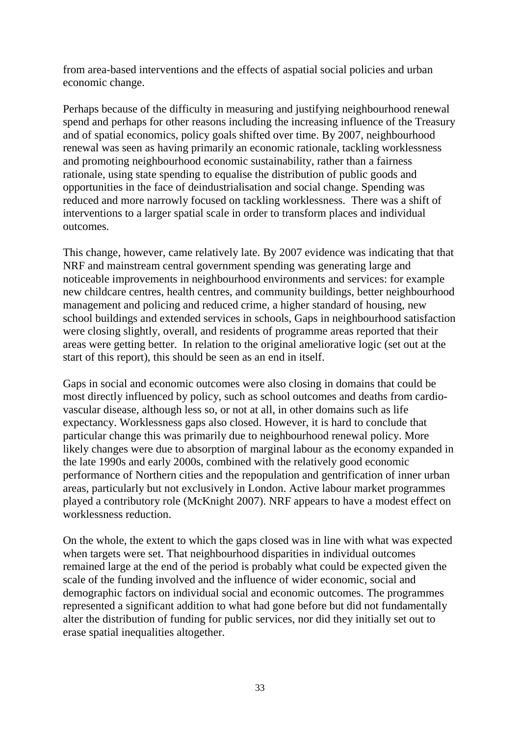from area-based interventions and the effects of aspatial social policies and urban economic change.

Perhaps because of the difficulty in measuring and justifying neighbourhood renewal spend and perhaps for other reasons including the increasing influence of the Treasury and of spatial economics, policy goals shifted over time. By 2007, neighbourhood renewal was seen as having primarily an economic rationale, tackling worklessness and promoting neighbourhood economic sustainability, rather than a fairness rationale, using state spending to equalise the distribution of public goods and opportunities in the face of deindustrialisation and social change. Spending was reduced and more narrowly focused on tackling worklessness. There was a shift of interventions to a larger spatial scale in order to transform places and individual outcomes.

This change, however, came relatively late. By 2007 evidence was indicating that that NRF and mainstream central government spending was generating large and noticeable improvements in neighbourhood environments and services: for example new childcare centres, health centres, and community buildings, better neighbourhood management and policing and reduced crime, a higher standard of housing, new school buildings and extended services in schools, Gaps in neighbourhood satisfaction were closing slightly, overall, and residents of programme areas reported that their areas were getting better. In relation to the original ameliorative logic (set out at the start of this report), this should be seen as an end in itself.

Gaps in social and economic outcomes were also closing in domains that could be most directly influenced by policy, such as school outcomes and deaths from cardio-vascular disease, although less so, or not at all, in other domains such as life expectancy. Worklessness gaps also closed. However, it is hard to conclude that particular change this was primarily due to neighbourhood renewal policy. More likely changes were due to absorption of marginal labour as the economy expanded in the late 1990s and early 2000s, combined with the relatively good economic performance of Northern cities and the repopulation and gentrification of inner urban areas, particularly but not exclusively in London. Active labour market programmes played a contributory role (McKnight 2007). NRF appears to have a modest effect on worklessness reduction.

On the whole, the extent to which the gaps closed was in line with what was expected when targets were set. That neighbourhood disparities in individual outcomes remained large at the end of the period is probably what could be expected given the scale of the funding involved and the influence of wider economic, social and demographic factors on individual social and economic outcomes. The programmes represented a significant addition to what had gone before but did not fundamentally alter the distribution of funding for public services, nor did they initially set out to erase spatial inequalities altogether.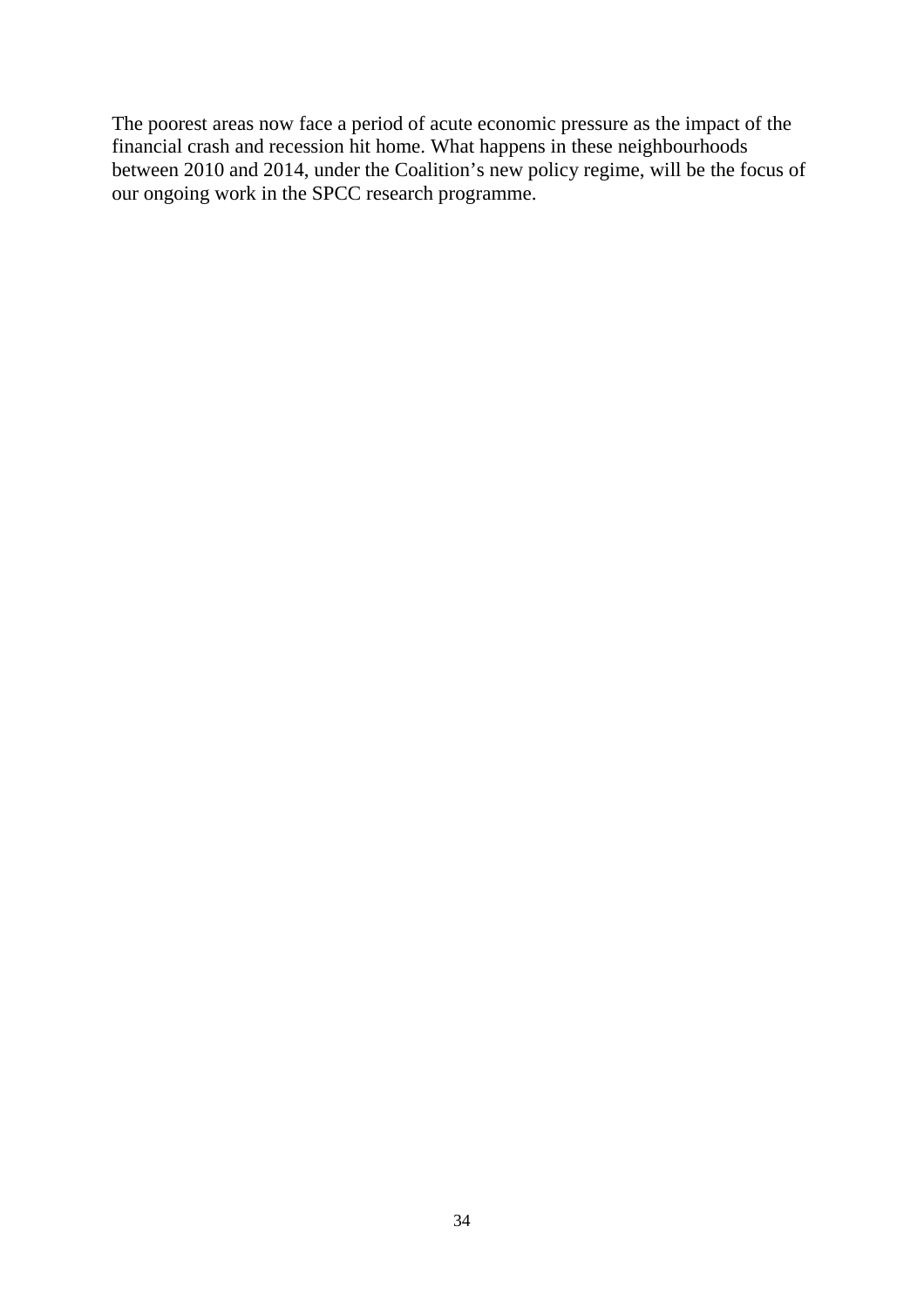The poorest areas now face a period of acute economic pressure as the impact of the financial crash and recession hit home. What happens in these neighbourhoods between 2010 and 2014, under the Coalition's new policy regime, will be the focus of our ongoing work in the SPCC research programme.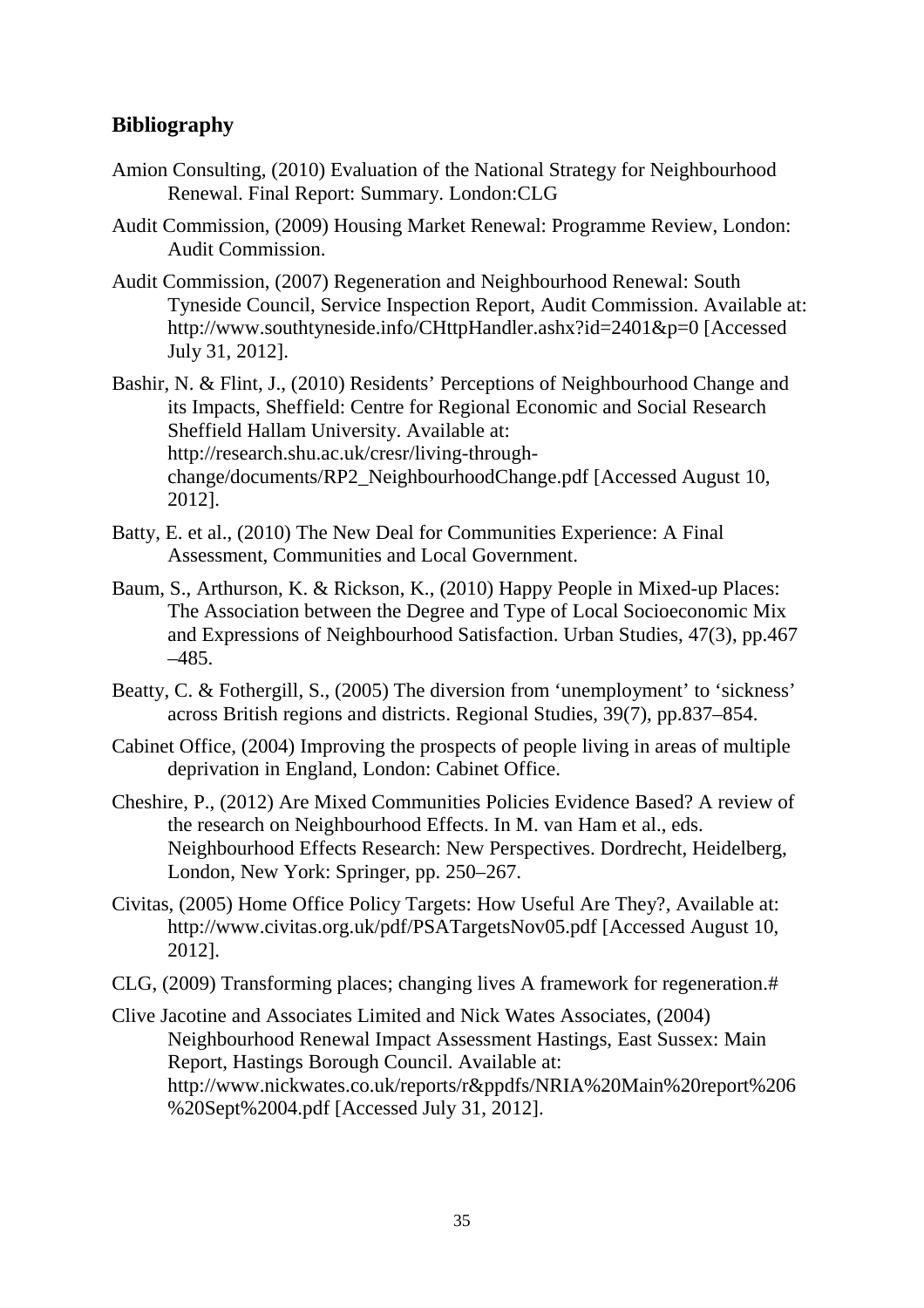## Bibliography

Amion Consulting, (2010) Evaluation of the National Strategy for Neighbourhood Renewal. Final Report: Summary. London:CLG

Audit Commission, (2009) Housing Market Renewal: Programme Review, London: Audit Commission.

Audit Commission, (2007) Regeneration and Neighbourhood Renewal: South Tyneside Council, Service Inspection Report, Audit Commission. Available at: http://www.southtyneside.info/CHttpHandler.ashx?id=2401&p=0 [Accessed July 31, 2012].

Bashir, N. & Flint, J., (2010) Residents' Perceptions of Neighbourhood Change and its Impacts, Sheffield: Centre for Regional Economic and Social Research Sheffield Hallam University. Available at: http://research.shu.ac.uk/cresr/living-through-change/documents/RP2_NeighbourhoodChange.pdf [Accessed August 10, 2012].

Batty, E. et al., (2010) The New Deal for Communities Experience: A Final Assessment, Communities and Local Government.

Baum, S., Arthurson, K. & Rickson, K., (2010) Happy People in Mixed-up Places: The Association between the Degree and Type of Local Socioeconomic Mix and Expressions of Neighbourhood Satisfaction. Urban Studies, 47(3), pp.467–485.

Beatty, C. & Fothergill, S., (2005) The diversion from 'unemployment' to 'sickness' across British regions and districts. Regional Studies, 39(7), pp.837–854.

Cabinet Office, (2004) Improving the prospects of people living in areas of multiple deprivation in England, London: Cabinet Office.

Cheshire, P., (2012) Are Mixed Communities Policies Evidence Based? A review of the research on Neighbourhood Effects. In M. van Ham et al., eds. Neighbourhood Effects Research: New Perspectives. Dordrecht, Heidelberg, London, New York: Springer, pp. 250–267.

Civitas, (2005) Home Office Policy Targets: How Useful Are They?, Available at: http://www.civitas.org.uk/pdf/PSATargetsNov05.pdf [Accessed August 10, 2012].

CLG, (2009) Transforming places; changing lives A framework for regeneration.#

Clive Jacotine and Associates Limited and Nick Wates Associates, (2004) Neighbourhood Renewal Impact Assessment Hastings, East Sussex: Main Report, Hastings Borough Council. Available at: http://www.nickwates.co.uk/reports/r&ppdfs/NRIA%20Main%20report%206%20Sept%2004.pdf [Accessed July 31, 2012].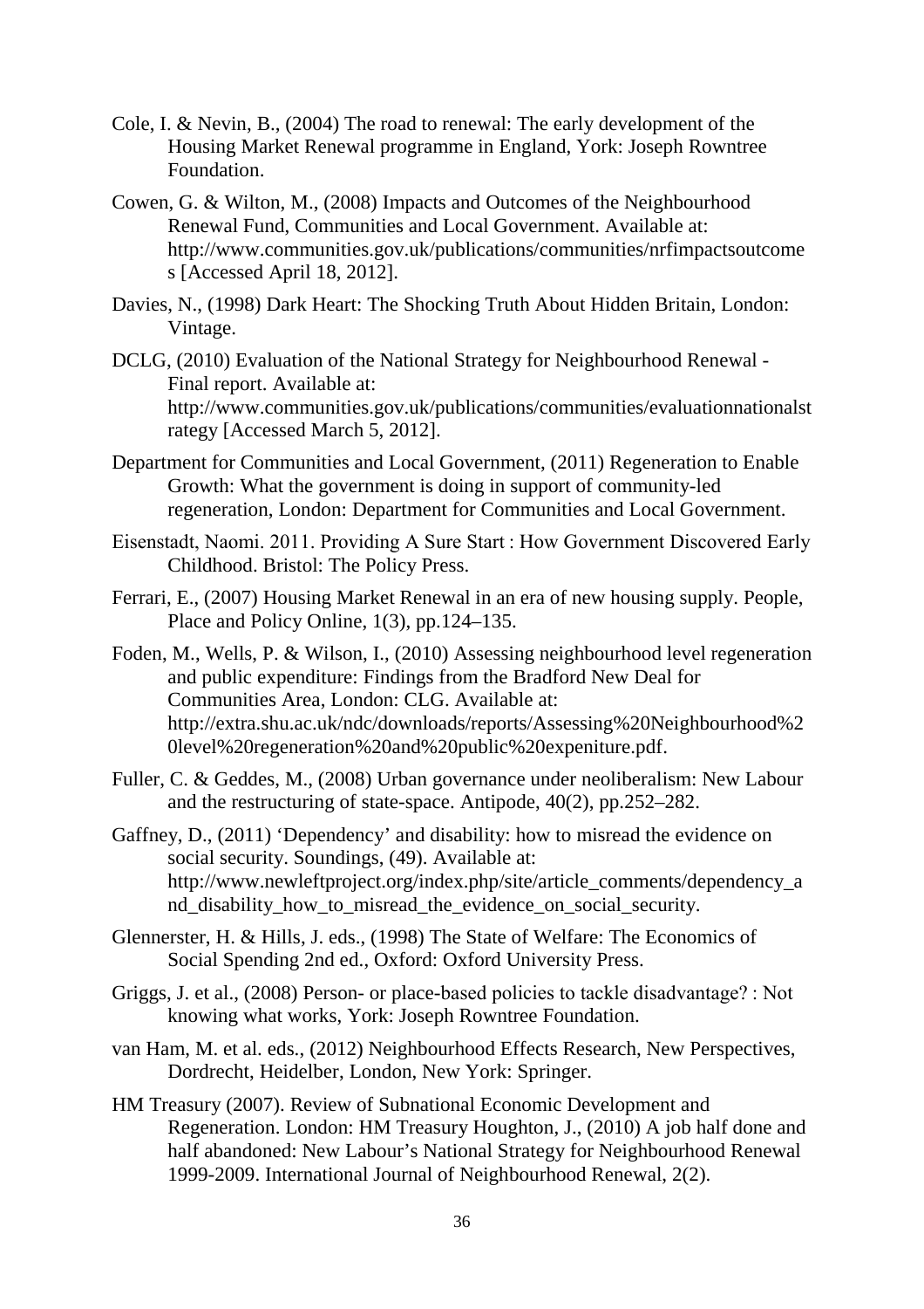Cole, I. & Nevin, B., (2004) The road to renewal: The early development of the Housing Market Renewal programme in England, York: Joseph Rowntree Foundation.

Cowen, G. & Wilton, M., (2008) Impacts and Outcomes of the Neighbourhood Renewal Fund, Communities and Local Government. Available at: http://www.communities.gov.uk/publications/communities/nrfimpactsoutcomes [Accessed April 18, 2012].

Davies, N., (1998) Dark Heart: The Shocking Truth About Hidden Britain, London: Vintage.

DCLG, (2010) Evaluation of the National Strategy for Neighbourhood Renewal - Final report. Available at: http://www.communities.gov.uk/publications/communities/evaluationnationalstrategy [Accessed March 5, 2012].

Department for Communities and Local Government, (2011) Regeneration to Enable Growth: What the government is doing in support of community-led regeneration, London: Department for Communities and Local Government.

Eisenstadt, Naomi. 2011. Providing A Sure Start : How Government Discovered Early Childhood. Bristol: The Policy Press.

Ferrari, E., (2007) Housing Market Renewal in an era of new housing supply. People, Place and Policy Online, 1(3), pp.124–135.

Foden, M., Wells, P. & Wilson, I., (2010) Assessing neighbourhood level regeneration and public expenditure: Findings from the Bradford New Deal for Communities Area, London: CLG. Available at: http://extra.shu.ac.uk/ndc/downloads/reports/Assessing%20Neighbourhood%20level%20regeneration%20and%20public%20expeniture.pdf.

Fuller, C. & Geddes, M., (2008) Urban governance under neoliberalism: New Labour and the restructuring of state-space. Antipode, 40(2), pp.252–282.

Gaffney, D., (2011) 'Dependency' and disability: how to misread the evidence on social security. Soundings, (49). Available at: http://www.newleftproject.org/index.php/site/article_comments/dependency_and_disability_how_to_misread_the_evidence_on_social_security.

Glennerster, H. & Hills, J. eds., (1998) The State of Welfare: The Economics of Social Spending 2nd ed., Oxford: Oxford University Press.

Griggs, J. et al., (2008) Person- or place-based policies to tackle disadvantage? : Not knowing what works, York: Joseph Rowntree Foundation.

van Ham, M. et al. eds., (2012) Neighbourhood Effects Research, New Perspectives, Dordrecht, Heidelber, London, New York: Springer.

HM Treasury (2007). Review of Subnational Economic Development and Regeneration. London: HM Treasury Houghton, J., (2010) A job half done and half abandoned: New Labour's National Strategy for Neighbourhood Renewal 1999-2009. International Journal of Neighbourhood Renewal, 2(2).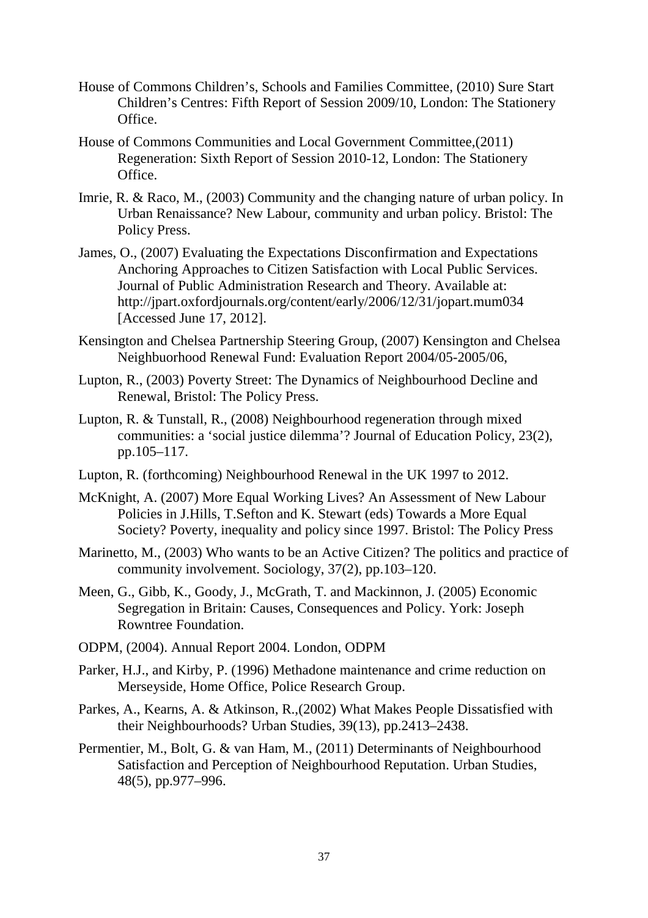House of Commons Children's, Schools and Families Committee, (2010) Sure Start Children's Centres: Fifth Report of Session 2009/10, London: The Stationery Office.

House of Commons Communities and Local Government Committee,(2011) Regeneration: Sixth Report of Session 2010-12, London: The Stationery Office.

Imrie, R. & Raco, M., (2003) Community and the changing nature of urban policy. In Urban Renaissance? New Labour, community and urban policy. Bristol: The Policy Press.

James, O., (2007) Evaluating the Expectations Disconfirmation and Expectations Anchoring Approaches to Citizen Satisfaction with Local Public Services. Journal of Public Administration Research and Theory. Available at: http://jpart.oxfordjournals.org/content/early/2006/12/31/jopart.mum034 [Accessed June 17, 2012].

Kensington and Chelsea Partnership Steering Group, (2007) Kensington and Chelsea Neighbuorhood Renewal Fund: Evaluation Report 2004/05-2005/06,

Lupton, R., (2003) Poverty Street: The Dynamics of Neighbourhood Decline and Renewal, Bristol: The Policy Press.

Lupton, R. & Tunstall, R., (2008) Neighbourhood regeneration through mixed communities: a 'social justice dilemma'? Journal of Education Policy, 23(2), pp.105–117.

Lupton, R. (forthcoming) Neighbourhood Renewal in the UK 1997 to 2012.

McKnight, A. (2007) More Equal Working Lives? An Assessment of New Labour Policies in J.Hills, T.Sefton and K. Stewart (eds) Towards a More Equal Society? Poverty, inequality and policy since 1997. Bristol: The Policy Press

Marinetto, M., (2003) Who wants to be an Active Citizen? The politics and practice of community involvement. Sociology, 37(2), pp.103–120.

Meen, G., Gibb, K., Goody, J., McGrath, T. and Mackinnon, J. (2005) Economic Segregation in Britain: Causes, Consequences and Policy. York: Joseph Rowntree Foundation.

ODPM, (2004). Annual Report 2004. London, ODPM

Parker, H.J., and Kirby, P. (1996) Methadone maintenance and crime reduction on Merseyside, Home Office, Police Research Group.

Parkes, A., Kearns, A. & Atkinson, R.,(2002) What Makes People Dissatisfied with their Neighbourhoods? Urban Studies, 39(13), pp.2413–2438.

Permentier, M., Bolt, G. & van Ham, M., (2011) Determinants of Neighbourhood Satisfaction and Perception of Neighbourhood Reputation. Urban Studies, 48(5), pp.977–996.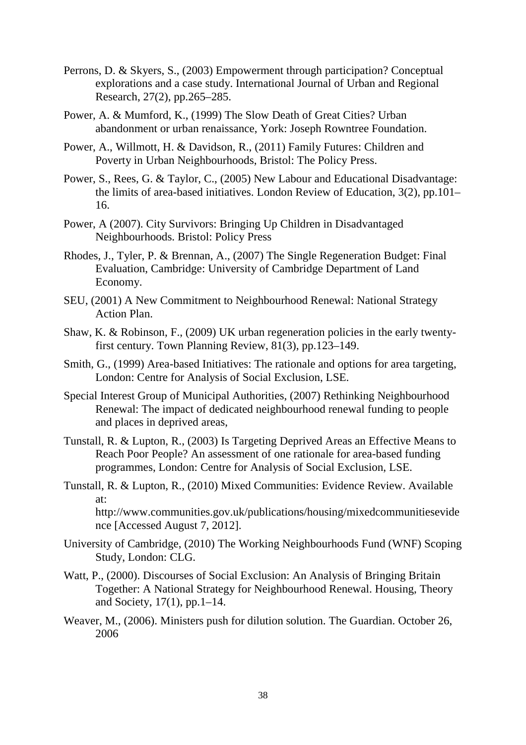Perrons, D. & Skyers, S., (2003) Empowerment through participation? Conceptual explorations and a case study. International Journal of Urban and Regional Research, 27(2), pp.265–285.

Power, A. & Mumford, K., (1999) The Slow Death of Great Cities? Urban abandonment or urban renaissance, York: Joseph Rowntree Foundation.

Power, A., Willmott, H. & Davidson, R., (2011) Family Futures: Children and Poverty in Urban Neighbourhoods, Bristol: The Policy Press.

Power, S., Rees, G. & Taylor, C., (2005) New Labour and Educational Disadvantage: the limits of area-based initiatives. London Review of Education, 3(2), pp.101–16.

Power, A (2007). City Survivors: Bringing Up Children in Disadvantaged Neighbourhoods. Bristol: Policy Press

Rhodes, J., Tyler, P. & Brennan, A., (2007) The Single Regeneration Budget: Final Evaluation, Cambridge: University of Cambridge Department of Land Economy.

SEU, (2001) A New Commitment to Neighbourhood Renewal: National Strategy Action Plan.

Shaw, K. & Robinson, F., (2009) UK urban regeneration policies in the early twenty-first century. Town Planning Review, 81(3), pp.123–149.

Smith, G., (1999) Area-based Initiatives: The rationale and options for area targeting, London: Centre for Analysis of Social Exclusion, LSE.

Special Interest Group of Municipal Authorities, (2007) Rethinking Neighbourhood Renewal: The impact of dedicated neighbourhood renewal funding to people and places in deprived areas,

Tunstall, R. & Lupton, R., (2003) Is Targeting Deprived Areas an Effective Means to Reach Poor People? An assessment of one rationale for area-based funding programmes, London: Centre for Analysis of Social Exclusion, LSE.

Tunstall, R. & Lupton, R., (2010) Mixed Communities: Evidence Review. Available at: http://www.communities.gov.uk/publications/housing/mixedcommunitiesevidence [Accessed August 7, 2012].

University of Cambridge, (2010) The Working Neighbourhoods Fund (WNF) Scoping Study, London: CLG.

Watt, P., (2000). Discourses of Social Exclusion: An Analysis of Bringing Britain Together: A National Strategy for Neighbourhood Renewal. Housing, Theory and Society, 17(1), pp.1–14.

Weaver, M., (2006). Ministers push for dilution solution. The Guardian. October 26, 2006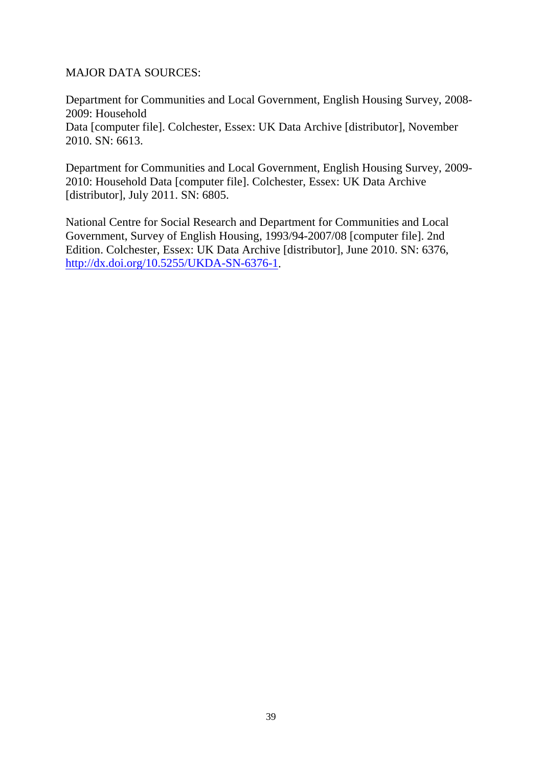MAJOR DATA SOURCES:

Department for Communities and Local Government, English Housing Survey, 2008-2009: Household Data [computer file]. Colchester, Essex: UK Data Archive [distributor], November 2010. SN: 6613.

Department for Communities and Local Government, English Housing Survey, 2009-2010: Household Data [computer file]. Colchester, Essex: UK Data Archive [distributor], July 2011. SN: 6805.

National Centre for Social Research and Department for Communities and Local Government, Survey of English Housing, 1993/94-2007/08 [computer file]. 2nd Edition. Colchester, Essex: UK Data Archive [distributor], June 2010. SN: 6376, http://dx.doi.org/10.5255/UKDA-SN-6376-1.